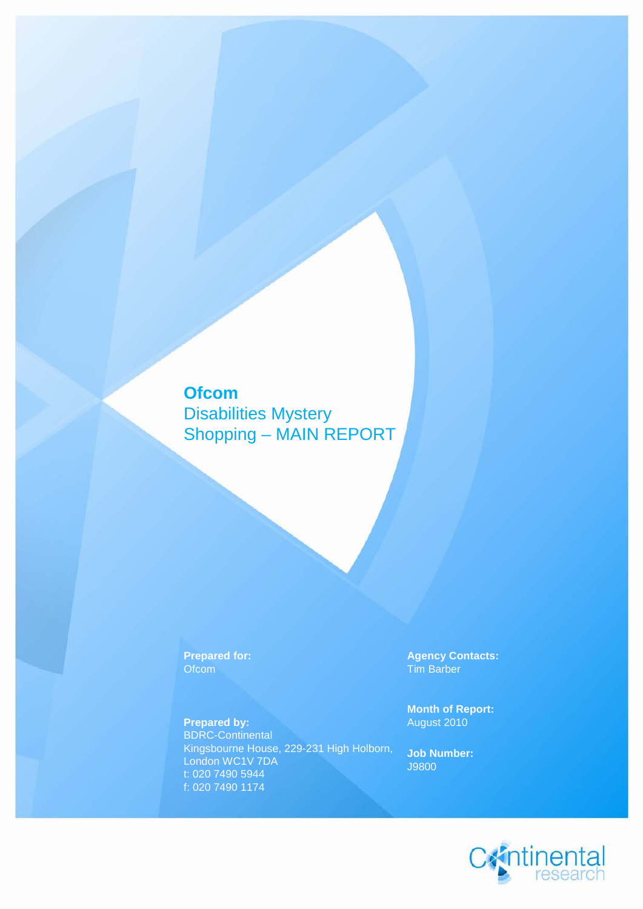# Ofcom

## Disabilities Mystery Shopping – MAIN REPORT

**Prepared for:**
Ofcom

**Prepared by:**
BDRC-Continental
Kingsbourne House, 229-231 High Holborn,
London WC1V 7DA
t: 020 7490 5944
f: 020 7490 1174

**Agency Contacts:**
Tim Barber

**Month of Report:**
August 2010

**Job Number:**
J9800

Continental research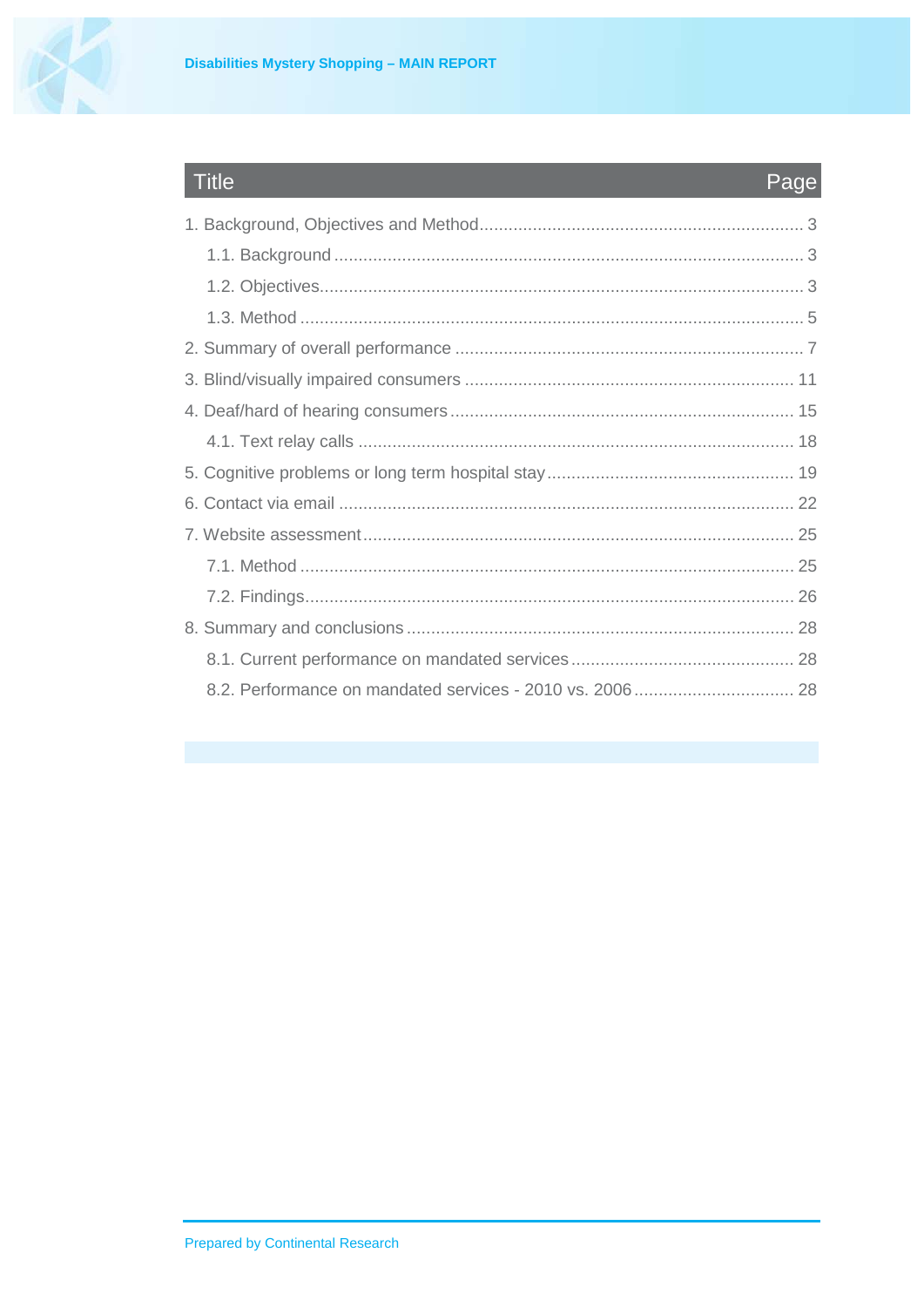| Title | Page |
|---|---|
| 1. Background, Objectives and Method | 3 |
| 1.1. Background | 3 |
| 1.2. Objectives | 3 |
| 1.3. Method | 5 |
| 2. Summary of overall performance | 7 |
| 3. Blind/visually impaired consumers | 11 |
| 4. Deaf/hard of hearing consumers | 15 |
| 4.1. Text relay calls | 18 |
| 5. Cognitive problems or long term hospital stay | 19 |
| 6. Contact via email | 22 |
| 7. Website assessment | 25 |
| 7.1. Method | 25 |
| 7.2. Findings | 26 |
| 8. Summary and conclusions | 28 |
| 8.1. Current performance on mandated services | 28 |
| 8.2. Performance on mandated services - 2010 vs. 2006 | 28 |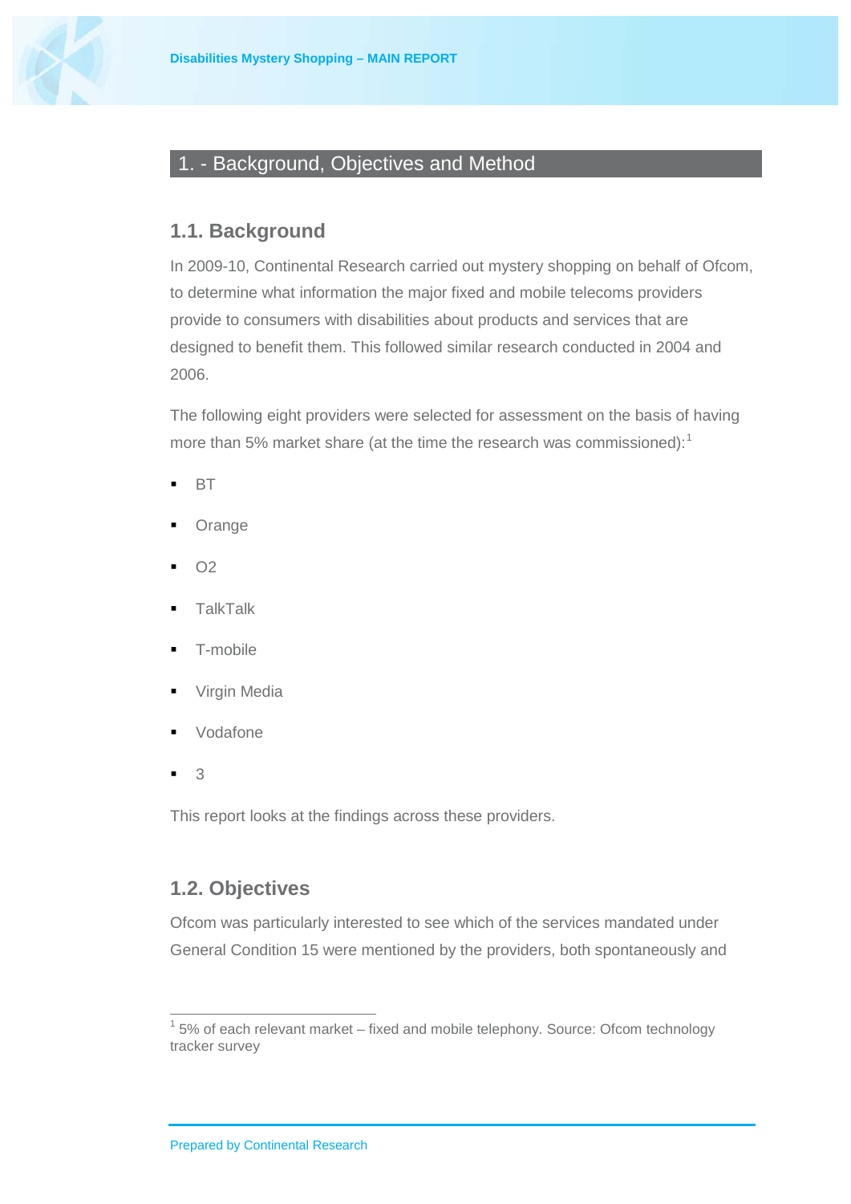# 1. - Background, Objectives and Method

## 1.1. Background

In 2009-10, Continental Research carried out mystery shopping on behalf of Ofcom, to determine what information the major fixed and mobile telecoms providers provide to consumers with disabilities about products and services that are designed to benefit them. This followed similar research conducted in 2004 and 2006.

The following eight providers were selected for assessment on the basis of having more than 5% market share (at the time the research was commissioned):[1]

- BT
- Orange
- O2
- TalkTalk
- T-mobile
- Virgin Media
- Vodafone
- 3

This report looks at the findings across these providers.

## 1.2. Objectives

Ofcom was particularly interested to see which of the services mandated under General Condition 15 were mentioned by the providers, both spontaneously and

---

[1] 5% of each relevant market – fixed and mobile telephony. Source: Ofcom technology tracker survey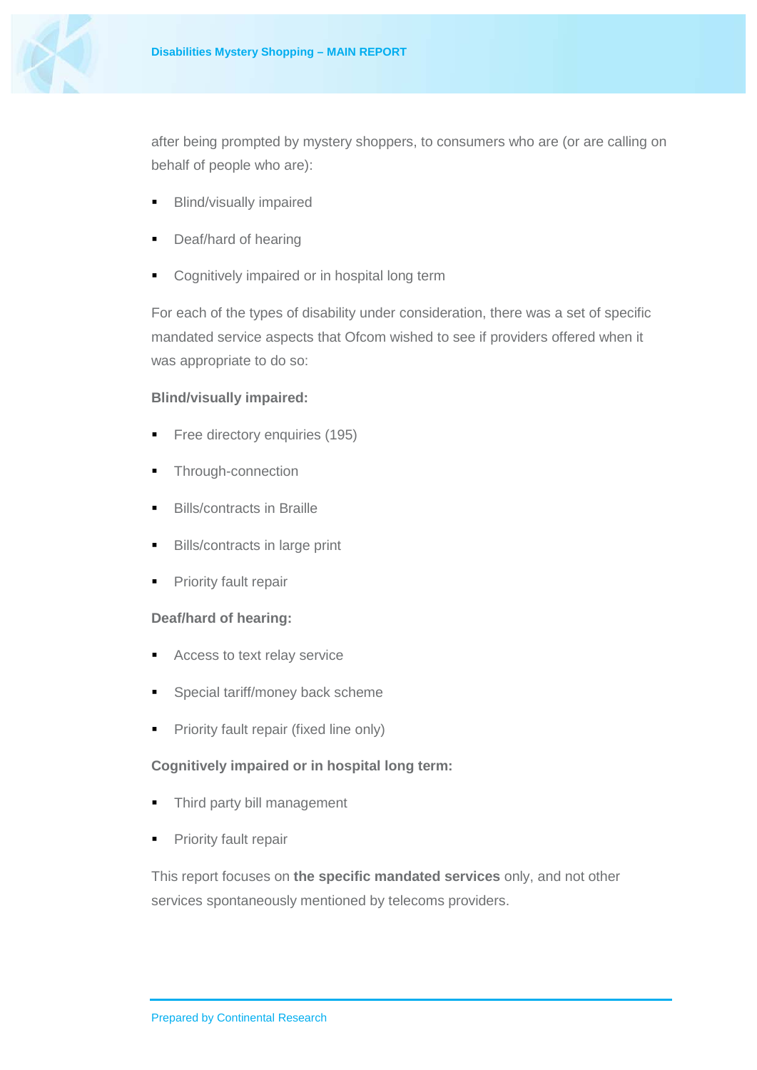after being prompted by mystery shoppers, to consumers who are (or are calling on behalf of people who are):

- Blind/visually impaired
- Deaf/hard of hearing
- Cognitively impaired or in hospital long term

For each of the types of disability under consideration, there was a set of specific mandated service aspects that Ofcom wished to see if providers offered when it was appropriate to do so:

**Blind/visually impaired:**

- Free directory enquiries (195)
- Through-connection
- Bills/contracts in Braille
- Bills/contracts in large print
- Priority fault repair

**Deaf/hard of hearing:**

- Access to text relay service
- Special tariff/money back scheme
- Priority fault repair (fixed line only)

**Cognitively impaired or in hospital long term:**

- Third party bill management
- Priority fault repair

This report focuses on **the specific mandated services** only, and not other services spontaneously mentioned by telecoms providers.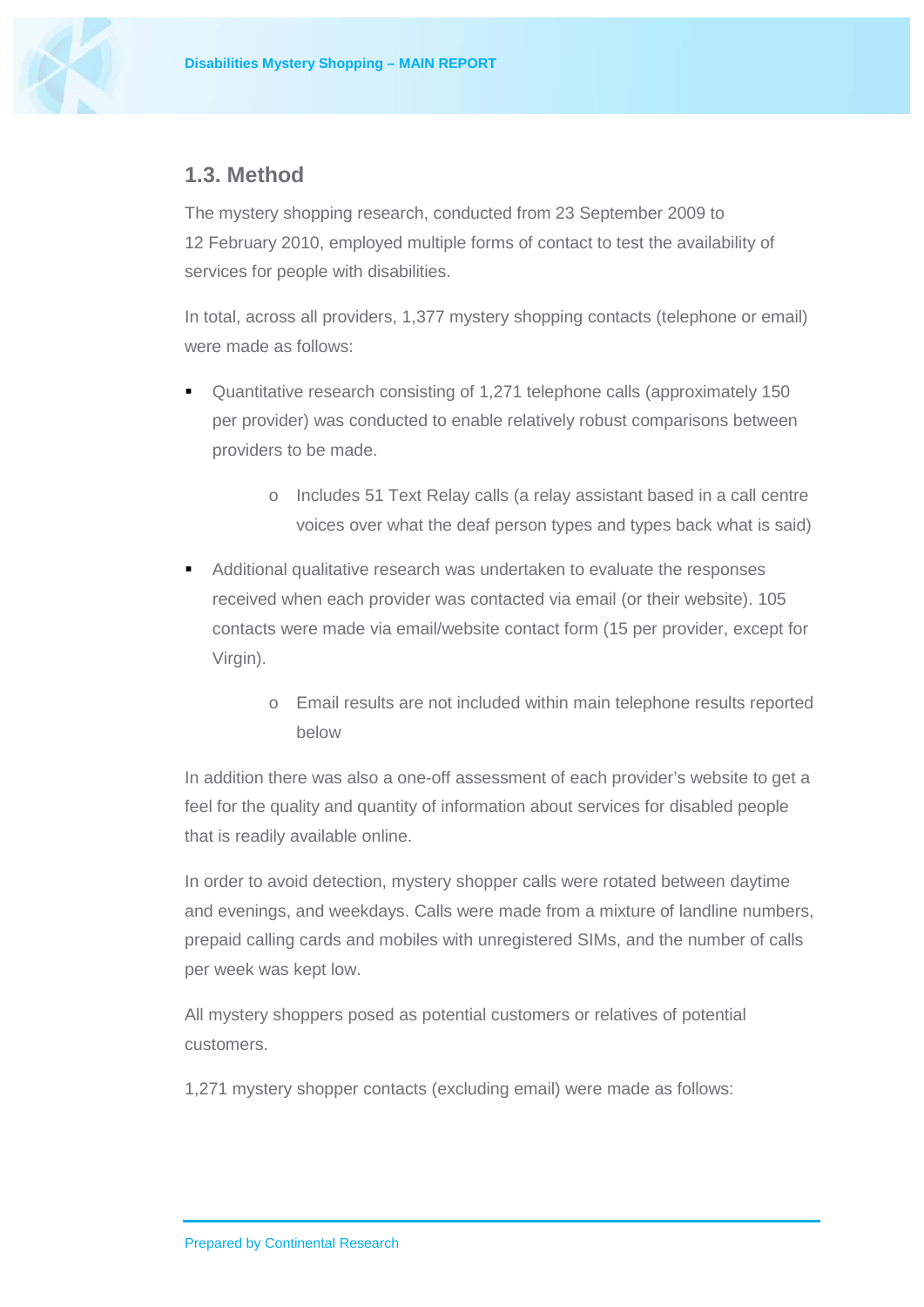## 1.3. Method

The mystery shopping research, conducted from 23 September 2009 to 12 February 2010, employed multiple forms of contact to test the availability of services for people with disabilities.

In total, across all providers, 1,377 mystery shopping contacts (telephone or email) were made as follows:

- Quantitative research consisting of 1,271 telephone calls (approximately 150 per provider) was conducted to enable relatively robust comparisons between providers to be made.
    - Includes 51 Text Relay calls (a relay assistant based in a call centre voices over what the deaf person types and types back what is said)
- Additional qualitative research was undertaken to evaluate the responses received when each provider was contacted via email (or their website). 105 contacts were made via email/website contact form (15 per provider, except for Virgin).
    - Email results are not included within main telephone results reported below

In addition there was also a one-off assessment of each provider's website to get a feel for the quality and quantity of information about services for disabled people that is readily available online.

In order to avoid detection, mystery shopper calls were rotated between daytime and evenings, and weekdays. Calls were made from a mixture of landline numbers, prepaid calling cards and mobiles with unregistered SIMs, and the number of calls per week was kept low.

All mystery shoppers posed as potential customers or relatives of potential customers.

1,271 mystery shopper contacts (excluding email) were made as follows: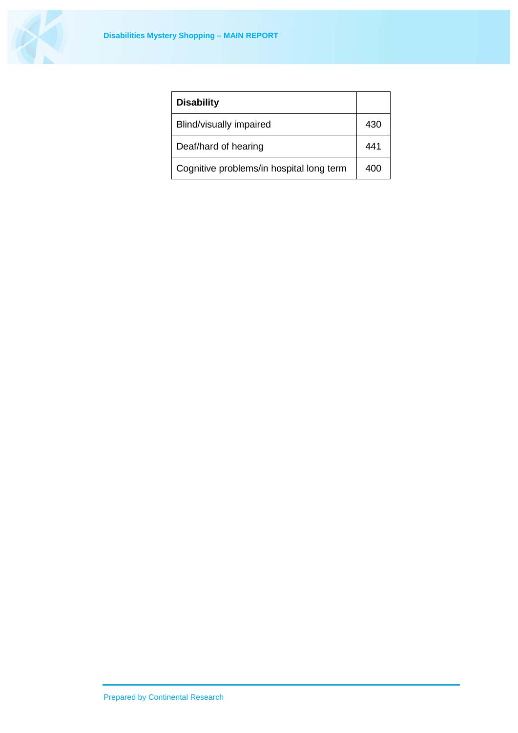| Disability | |
|---|---|
| Blind/visually impaired | 430 |
| Deaf/hard of hearing | 441 |
| Cognitive problems/in hospital long term | 400 |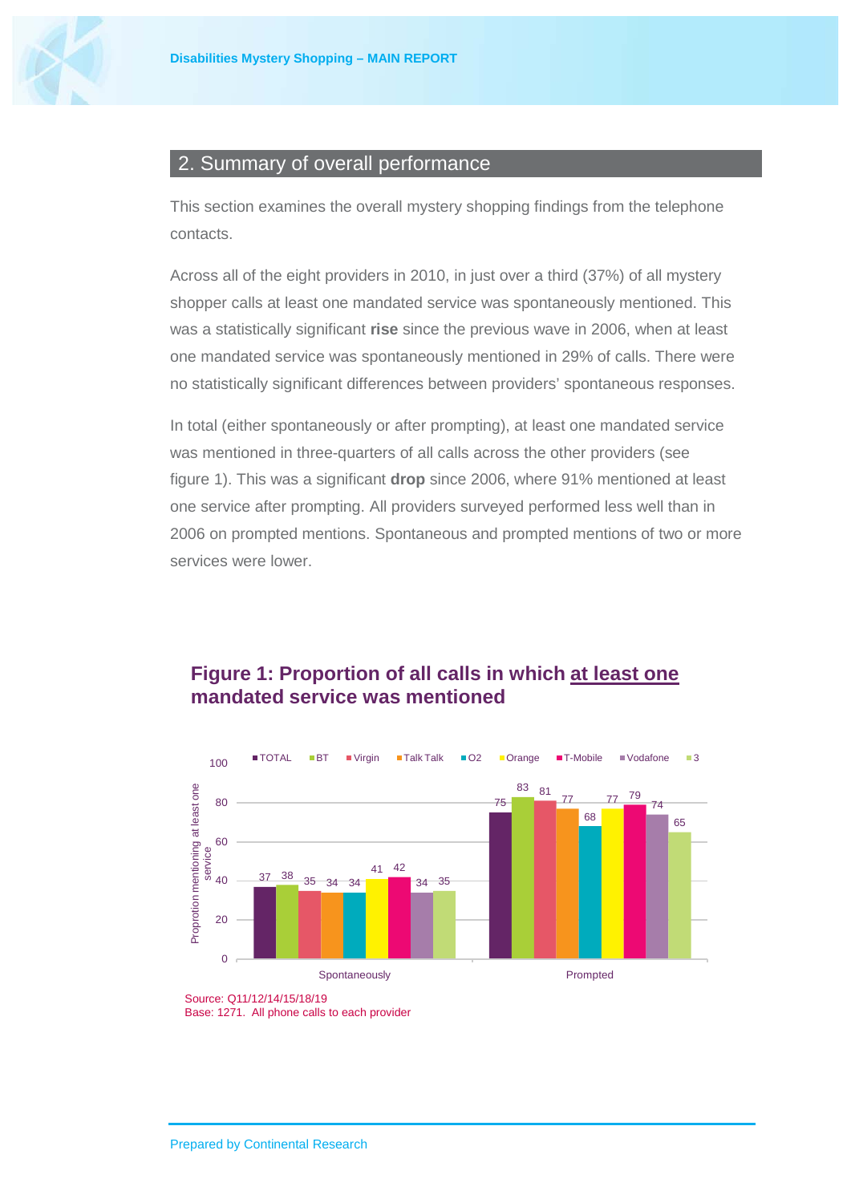## 2. Summary of overall performance

This section examines the overall mystery shopping findings from the telephone contacts.

Across all of the eight providers in 2010, in just over a third (37%) of all mystery shopper calls at least one mandated service was spontaneously mentioned. This was a statistically significant **rise** since the previous wave in 2006, when at least one mandated service was spontaneously mentioned in 29% of calls. There were no statistically significant differences between providers' spontaneous responses.

In total (either spontaneously or after prompting), at least one mandated service was mentioned in three-quarters of all calls across the other providers (see figure 1). This was a significant **drop** since 2006, where 91% mentioned at least one service after prompting. All providers surveyed performed less well than in 2006 on prompted mentions. Spontaneous and prompted mentions of two or more services were lower.

### Figure 1: Proportion of all calls in which at least one mandated service was mentioned

| | TOTAL | BT | Virgin | Talk Talk | O2 | Orange | T-Mobile | Vodafone | 3 |
|---|---|---|---|---|---|---|---|---|---|
| Spontaneously | 37 | 38 | 35 | 34 | 34 | 41 | 42 | 34 | 35 |
| Prompted | 75 | 83 | 81 | 77 | 68 | 77 | 79 | 74 | 65 |

Source: Q11/12/14/15/18/19
Base: 1271. All phone calls to each provider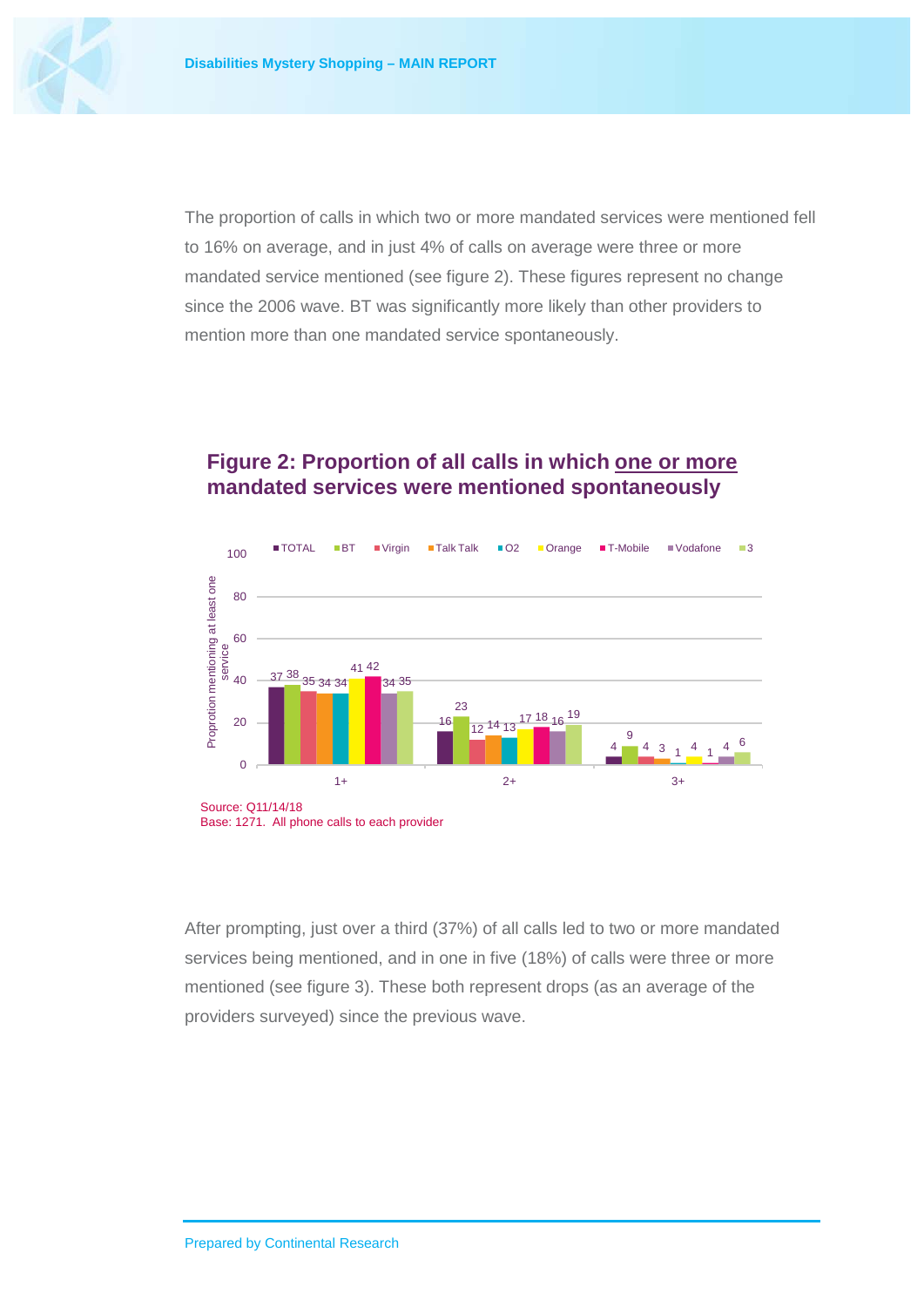The proportion of calls in which two or more mandated services were mentioned fell to 16% on average, and in just 4% of calls on average were three or more mandated service mentioned (see figure 2). These figures represent no change since the 2006 wave. BT was significantly more likely than other providers to mention more than one mandated service spontaneously.

## Figure 2: Proportion of all calls in which one or more mandated services were mentioned spontaneously

| | TOTAL | BT | Virgin | Talk Talk | O2 | Orange | T-Mobile | Vodafone | 3 |
|---|---|---|---|---|---|---|---|---|---|
| 1+ | 37 | 38 | 35 | 34 | 34 | 41 | 42 | 34 | 35 |
| 2+ | 16 | 23 | 12 | 14 | 13 | 17 | 18 | 16 | 19 |
| 3+ | 4 | 9 | 4 | 3 | 1 | 4 | 1 | 4 | 6 |

Y-axis: Proportion mentioning at least one service

Source: Q11/14/18
Base: 1271. All phone calls to each provider

After prompting, just over a third (37%) of all calls led to two or more mandated services being mentioned, and in one in five (18%) of calls were three or more mentioned (see figure 3). These both represent drops (as an average of the providers surveyed) since the previous wave.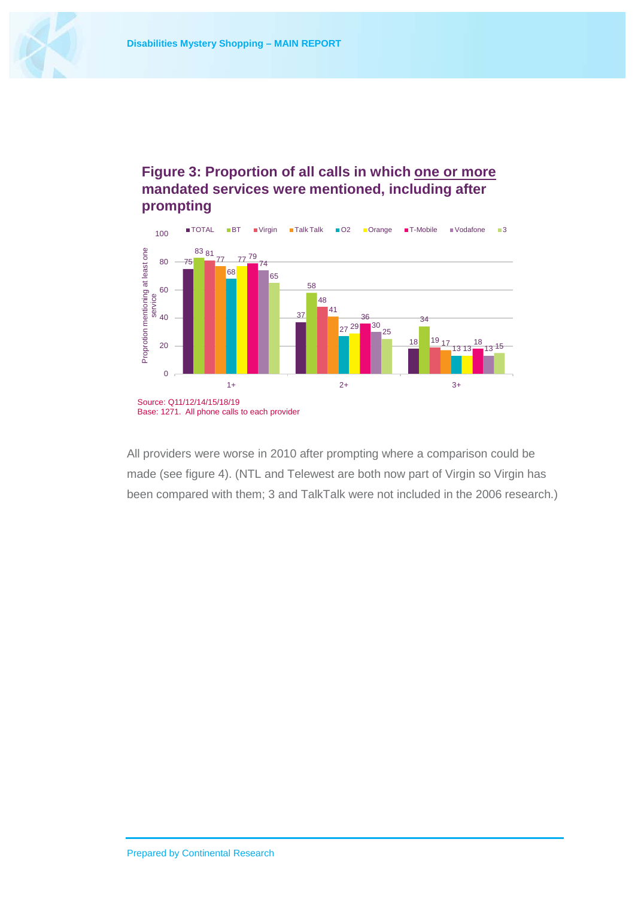**Figure 3: Proportion of all calls in which one or more mandated services were mentioned, including after prompting**

| | TOTAL | BT | Virgin | Talk Talk | O2 | Orange | T-Mobile | Vodafone | 3 |
|---|---|---|---|---|---|---|---|---|---|
| 1+ | 75 | 83 | 81 | 77 | 68 | 77 | 79 | 74 | 65 |
| 2+ | 37 | 58 | 48 | 41 | 27 | 29 | 36 | 30 | 25 |
| 3+ | 18 | 34 | 19 | 17 | 13 | 13 | 18 | 13 | 15 |

Proprotion mentioning at least one service

Source: Q11/12/14/15/18/19
Base: 1271. All phone calls to each provider

All providers were worse in 2010 after prompting where a comparison could be made (see figure 4). (NTL and Telewest are both now part of Virgin so Virgin has been compared with them; 3 and TalkTalk were not included in the 2006 research.)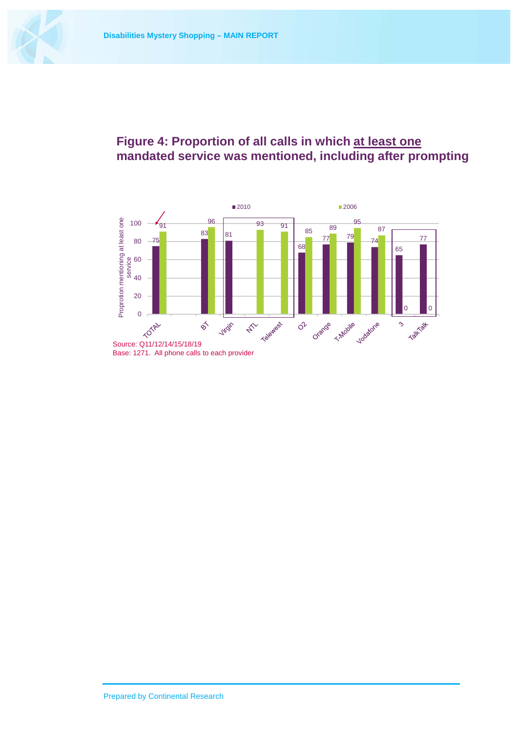## Figure 4: Proportion of all calls in which at least one mandated service was mentioned, including after prompting

| Provider | 2010 | 2006 |
|---|---|---|
| TOTAL | 75 | 91 |
| BT | 83 | 96 |
| Virgin | 81 | |
| NTL | | 93 |
| Telewest | | 91 |
| O2 | 68 | 85 |
| Orange | 77 | 89 |
| T-Mobile | 79 | 95 |
| Vodafone | 74 | 87 |
| 3 | 65 | 0 |
| TalkTalk | 77 | 0 |

Y-axis: Proprotion mentioning at least one service (0–100)

Source: Q11/12/14/15/18/19

Base: 1271. All phone calls to each provider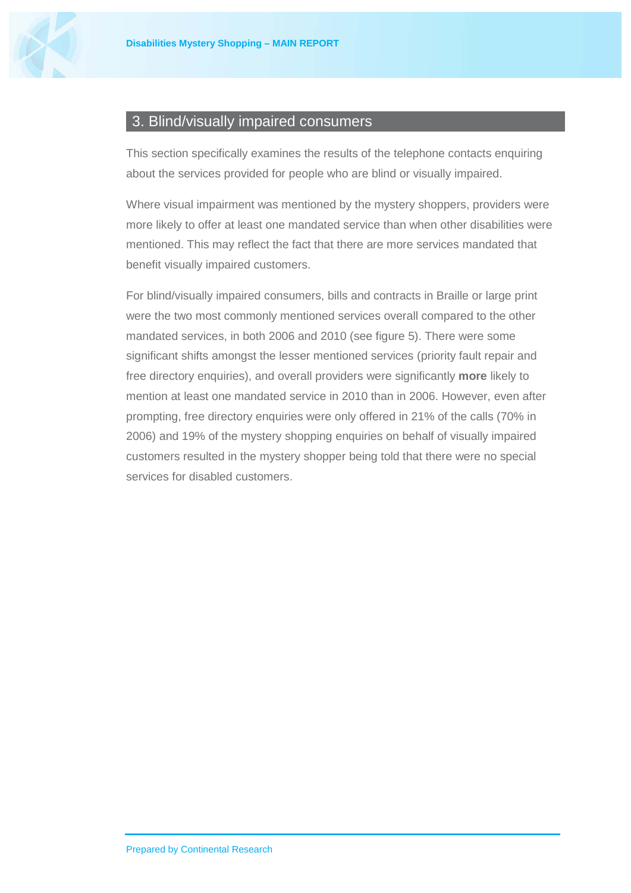## 3. Blind/visually impaired consumers

This section specifically examines the results of the telephone contacts enquiring about the services provided for people who are blind or visually impaired.

Where visual impairment was mentioned by the mystery shoppers, providers were more likely to offer at least one mandated service than when other disabilities were mentioned. This may reflect the fact that there are more services mandated that benefit visually impaired customers.

For blind/visually impaired consumers, bills and contracts in Braille or large print were the two most commonly mentioned services overall compared to the other mandated services, in both 2006 and 2010 (see figure 5). There were some significant shifts amongst the lesser mentioned services (priority fault repair and free directory enquiries), and overall providers were significantly **more** likely to mention at least one mandated service in 2010 than in 2006. However, even after prompting, free directory enquiries were only offered in 21% of the calls (70% in 2006) and 19% of the mystery shopping enquiries on behalf of visually impaired customers resulted in the mystery shopper being told that there were no special services for disabled customers.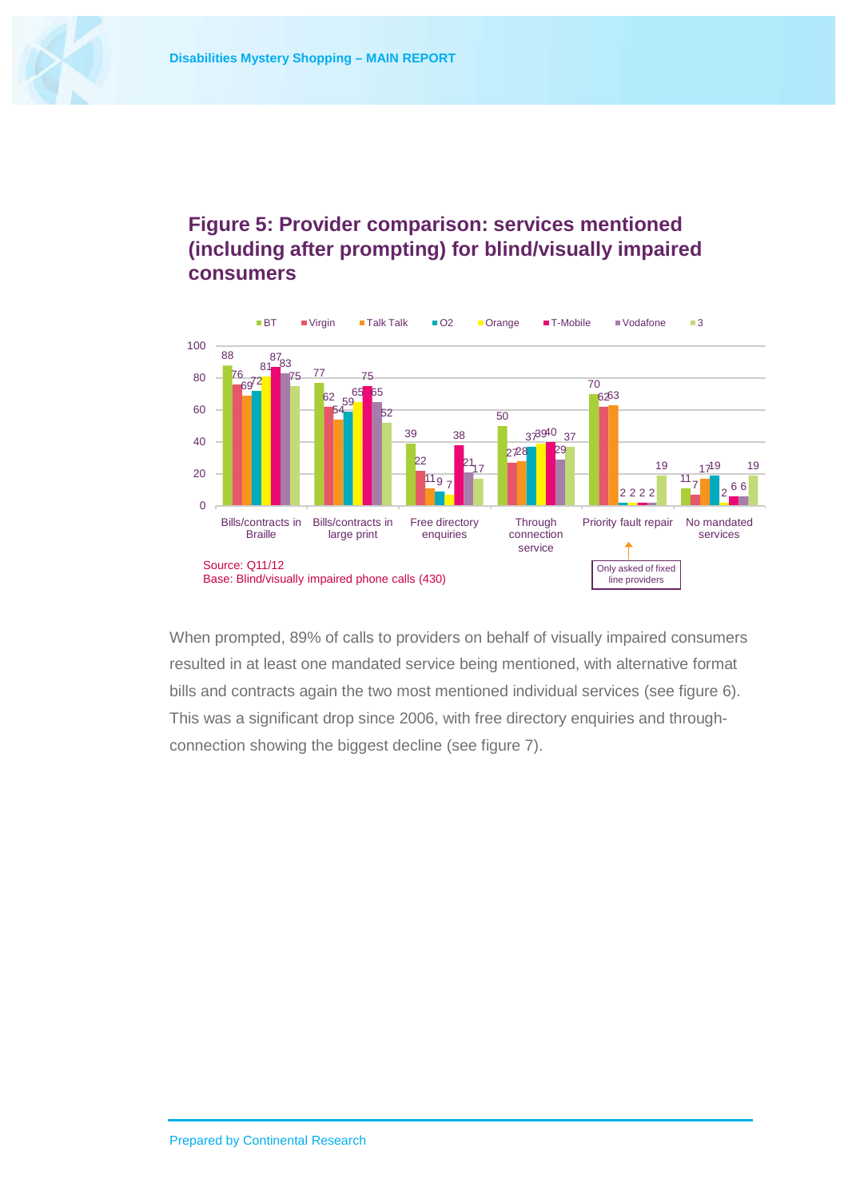## Figure 5: Provider comparison: services mentioned (including after prompting) for blind/visually impaired consumers

| | BT | Virgin | Talk Talk | O2 | Orange | T-Mobile | Vodafone | 3 |
|---|---|---|---|---|---|---|---|---|
| Bills/contracts in Braille | 88 | 76 | 69 | 72 | 81 | 87 | 83 | 75 |
| Bills/contracts in large print | 77 | 62 | 54 | 59 | 65 | 75 | 65 | 52 |
| Free directory enquiries | 39 | 22 | 11 | 9 | 7 | 38 | 21 | 17 |
| Through connection service | 50 | 27 | 28 | 37 | 39 | 40 | 29 | 37 |
| Priority fault repair | 70 | 62 | 63 | 2 | 2 | 2 | 2 | 19 |
| No mandated services | 11 | 7 | 17 | 19 | 2 | 6 | 6 | 19 |

Only asked of fixed line providers

Source: Q11/12
Base: Blind/visually impaired phone calls (430)

When prompted, 89% of calls to providers on behalf of visually impaired consumers resulted in at least one mandated service being mentioned, with alternative format bills and contracts again the two most mentioned individual services (see figure 6). This was a significant drop since 2006, with free directory enquiries and through-connection showing the biggest decline (see figure 7).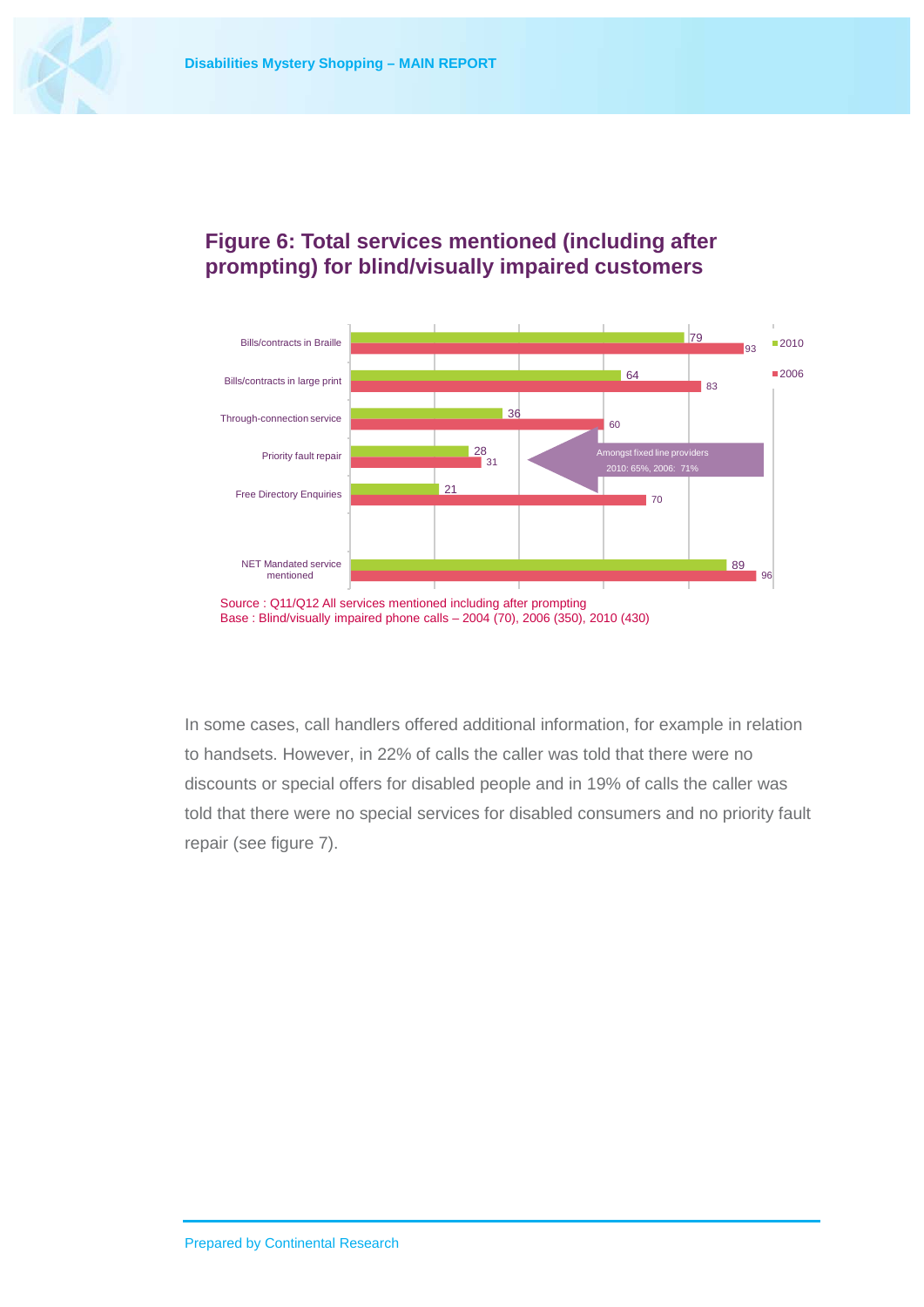## Figure 6: Total services mentioned (including after prompting) for blind/visually impaired customers

| Service | 2010 | 2006 |
|---|---|---|
| Bills/contracts in Braille | 79 | 93 |
| Bills/contracts in large print | 64 | 83 |
| Through-connection service | 36 | 60 |
| Priority fault repair | 28 | 31 |
| Free Directory Enquiries | 21 | 70 |
| NET Mandated service mentioned | 89 | 96 |

Amongst fixed line providers 2010: 65%, 2006: 71%

Source : Q11/Q12 All services mentioned including after prompting
Base : Blind/visually impaired phone calls – 2004 (70), 2006 (350), 2010 (430)

In some cases, call handlers offered additional information, for example in relation to handsets. However, in 22% of calls the caller was told that there were no discounts or special offers for disabled people and in 19% of calls the caller was told that there were no special services for disabled consumers and no priority fault repair (see figure 7).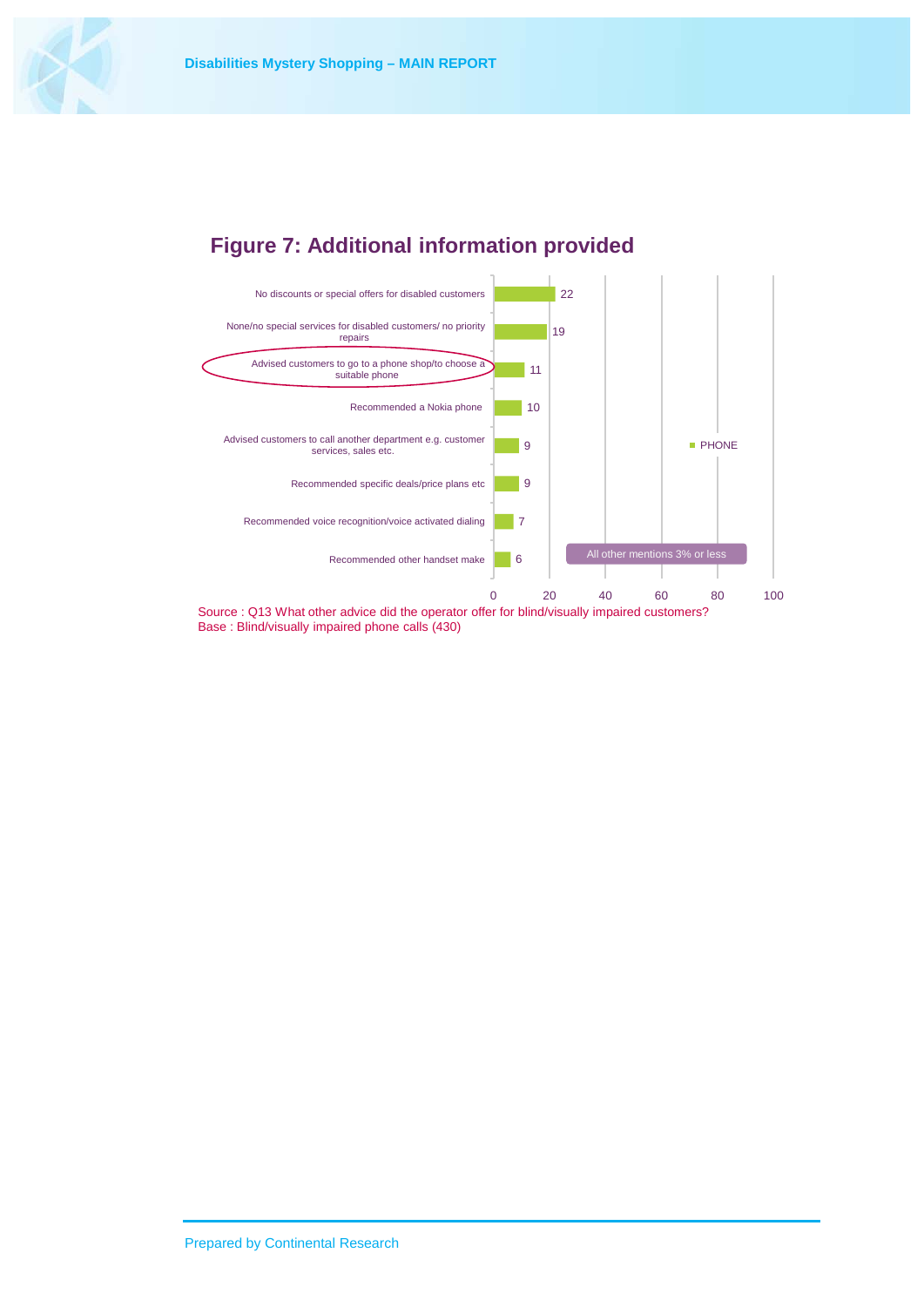## Figure 7: Additional information provided

| Additional information provided | PHONE |
| --- | --- |
| No discounts or special offers for disabled customers | 22 |
| None/no special services for disabled customers/ no priority repairs | 19 |
| Advised customers to go to a phone shop/to choose a suitable phone | 11 |
| Recommended a Nokia phone | 10 |
| Advised customers to call another department e.g. customer services, sales etc. | 9 |
| Recommended specific deals/price plans etc | 9 |
| Recommended voice recognition/voice activated dialing | 7 |
| Recommended other handset make | 6 |

All other mentions 3% or less

Source : Q13 What other advice did the operator offer for blind/visually impaired customers?
Base : Blind/visually impaired phone calls (430)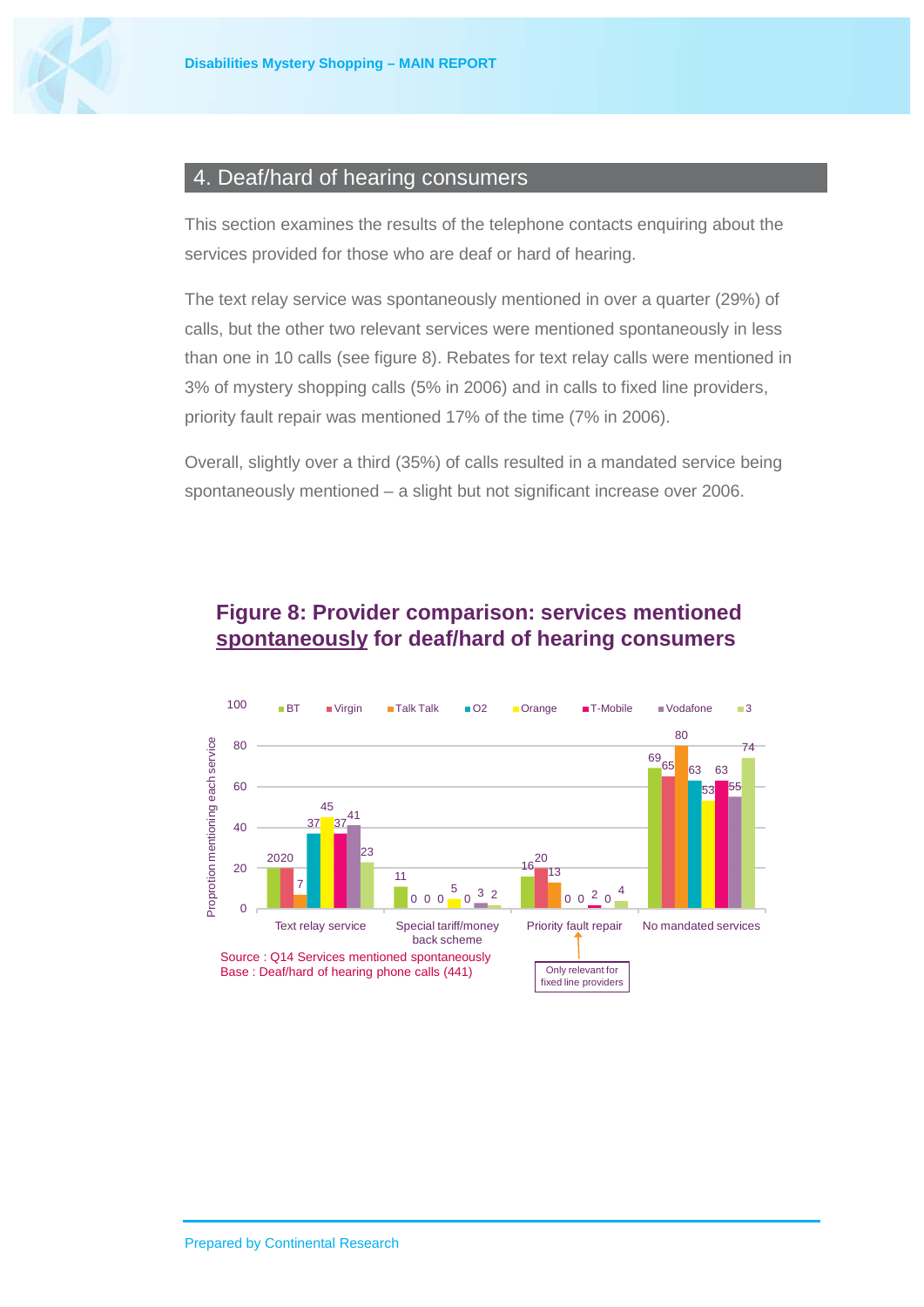## 4. Deaf/hard of hearing consumers

This section examines the results of the telephone contacts enquiring about the services provided for those who are deaf or hard of hearing.

The text relay service was spontaneously mentioned in over a quarter (29%) of calls, but the other two relevant services were mentioned spontaneously in less than one in 10 calls (see figure 8). Rebates for text relay calls were mentioned in 3% of mystery shopping calls (5% in 2006) and in calls to fixed line providers, priority fault repair was mentioned 17% of the time (7% in 2006).

Overall, slightly over a third (35%) of calls resulted in a mandated service being spontaneously mentioned – a slight but not significant increase over 2006.

### Figure 8: Provider comparison: services mentioned spontaneously for deaf/hard of hearing consumers

Proportion mentioning each service

| | BT | Virgin | Talk Talk | O2 | Orange | T-Mobile | Vodafone | 3 |
|---|---|---|---|---|---|---|---|---|
| Text relay service | 20 | 20 | 7 | 37 | 45 | 37 | 41 | 23 |
| Special tariff/money back scheme | 11 | 0 | 0 | 0 | 5 | 0 | 3 | 2 |
| Priority fault repair | 16 | 20 | 13 | 0 | 0 | 2 | 0 | 4 |
| No mandated services | 69 | 65 | 80 | 63 | 53 | 63 | 55 | 74 |

Priority fault repair: Only relevant for fixed line providers

Source : Q14 Services mentioned spontaneously
Base : Deaf/hard of hearing phone calls (441)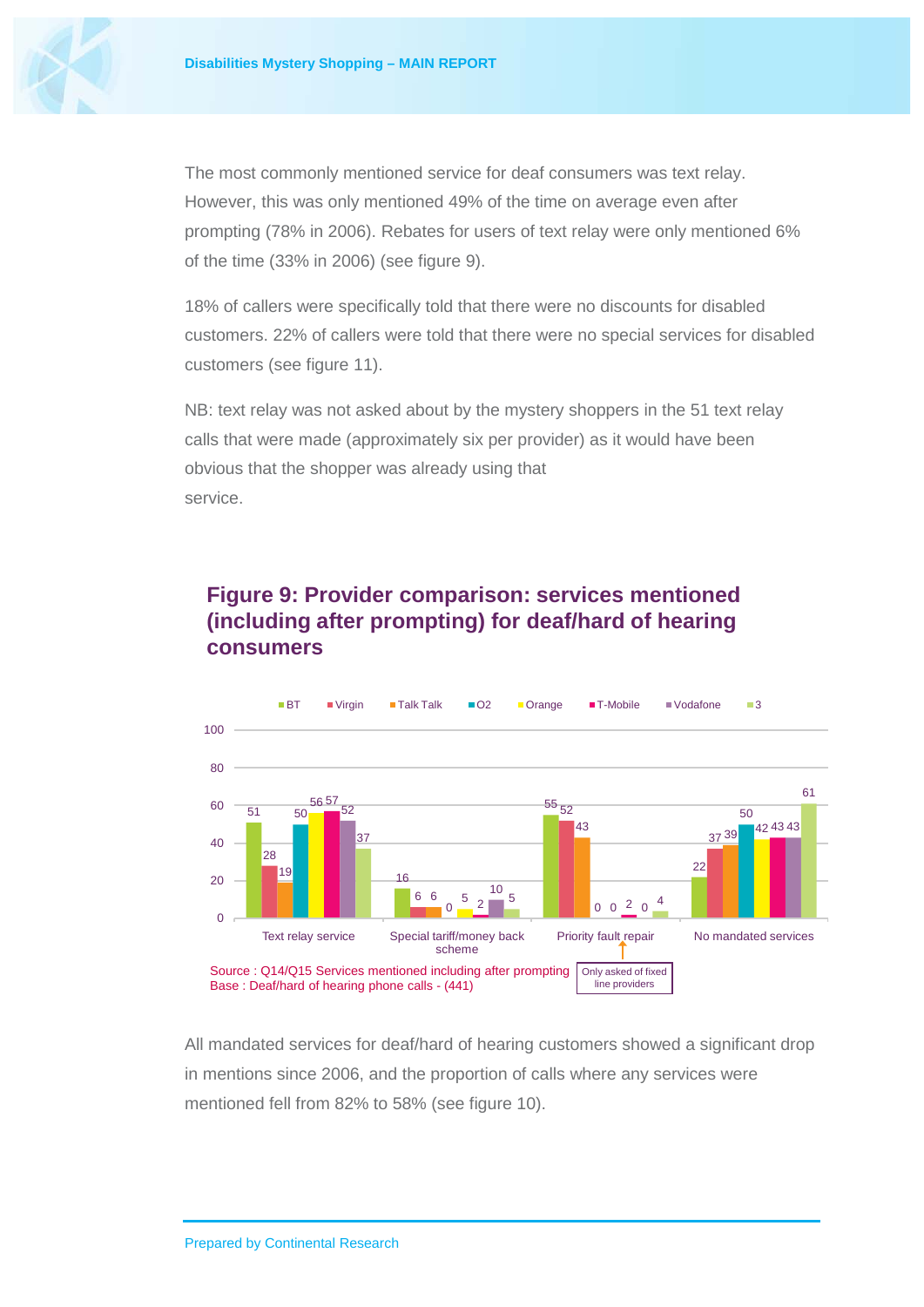The most commonly mentioned service for deaf consumers was text relay. However, this was only mentioned 49% of the time on average even after prompting (78% in 2006). Rebates for users of text relay were only mentioned 6% of the time (33% in 2006) (see figure 9).

18% of callers were specifically told that there were no discounts for disabled customers. 22% of callers were told that there were no special services for disabled customers (see figure 11).

NB: text relay was not asked about by the mystery shoppers in the 51 text relay calls that were made (approximately six per provider) as it would have been obvious that the shopper was already using that service.

## Figure 9: Provider comparison: services mentioned (including after prompting) for deaf/hard of hearing consumers

| | BT | Virgin | Talk Talk | O2 | Orange | T-Mobile | Vodafone | 3 |
|---|---|---|---|---|---|---|---|---|
| Text relay service | 51 | 28 | 19 | 50 | 56 | 57 | 52 | 37 |
| Special tariff/money back scheme | 16 | 6 | 6 | 0 | 5 | 2 | 10 | 5 |
| Priority fault repair | 55 | 52 | 43 | 0 | 0 | 2 | 0 | 4 |
| No mandated services | 22 | 37 | 39 | 50 | 42 | 43 | 43 | 61 |

Priority fault repair: Only asked of fixed line providers

Source : Q14/Q15 Services mentioned including after prompting
Base : Deaf/hard of hearing phone calls - (441)

All mandated services for deaf/hard of hearing customers showed a significant drop in mentions since 2006, and the proportion of calls where any services were mentioned fell from 82% to 58% (see figure 10).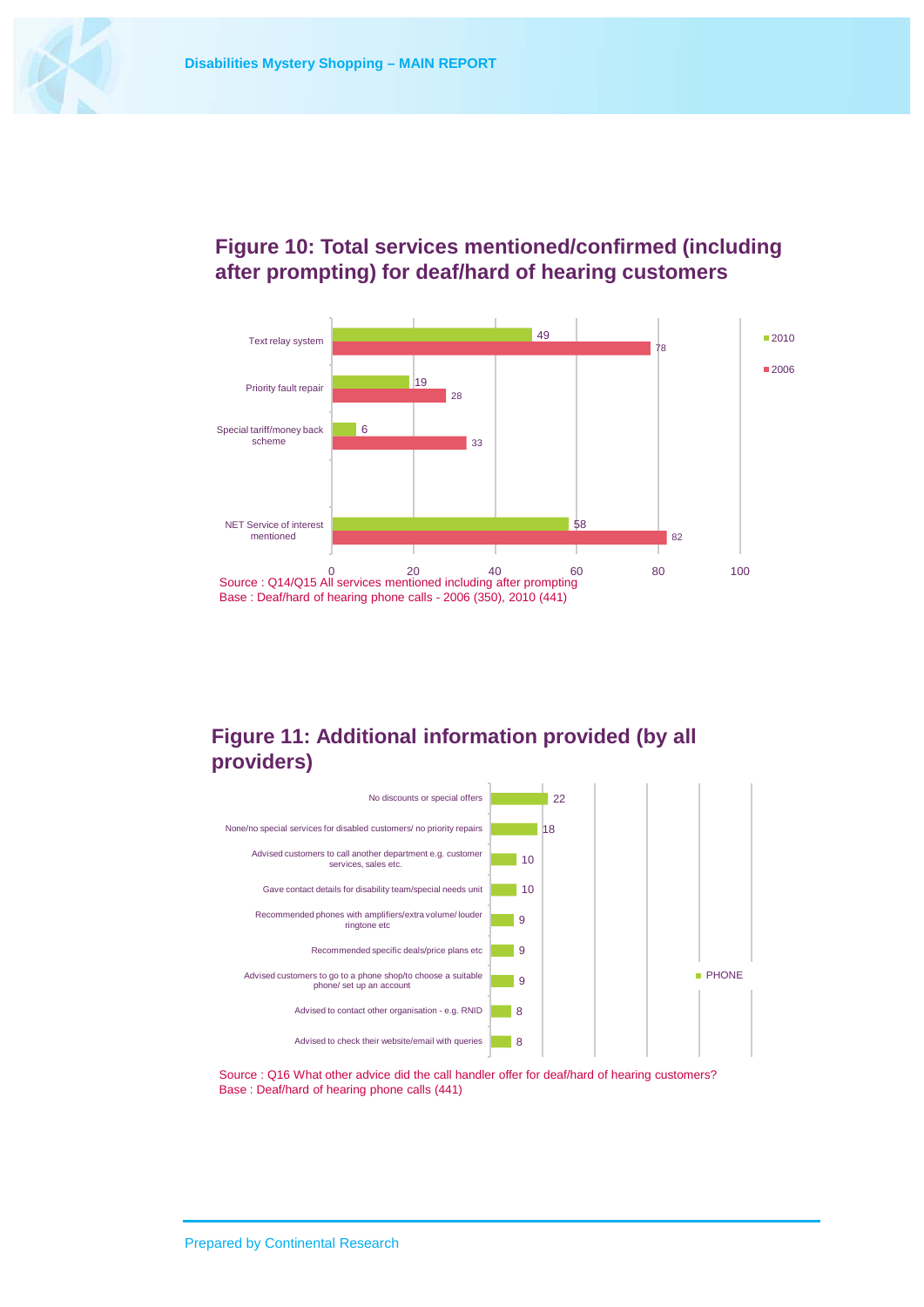## Figure 10: Total services mentioned/confirmed (including after prompting) for deaf/hard of hearing customers

| | 2010 | 2006 |
|---|---|---|
| Text relay system | 49 | 78 |
| Priority fault repair | 19 | 28 |
| Special tariff/money back scheme | 6 | 33 |
| NET Service of interest mentioned | 58 | 82 |

Source : Q14/Q15 All services mentioned including after prompting
Base : Deaf/hard of hearing phone calls - 2006 (350), 2010 (441)

## Figure 11: Additional information provided (by all providers)

| | PHONE |
|---|---|
| No discounts or special offers | 22 |
| None/no special services for disabled customers/ no priority repairs | 18 |
| Advised customers to call another department e.g. customer services, sales etc. | 10 |
| Gave contact details for disability team/special needs unit | 10 |
| Recommended phones with amplifiers/extra volume/ louder ringtone etc | 9 |
| Recommended specific deals/price plans etc | 9 |
| Advised customers to go to a phone shop/to choose a suitable phone/ set up an account | 9 |
| Advised to contact other organisation - e.g. RNID | 8 |
| Advised to check their website/email with queries | 8 |

Source : Q16 What other advice did the call handler offer for deaf/hard of hearing customers?
Base : Deaf/hard of hearing phone calls (441)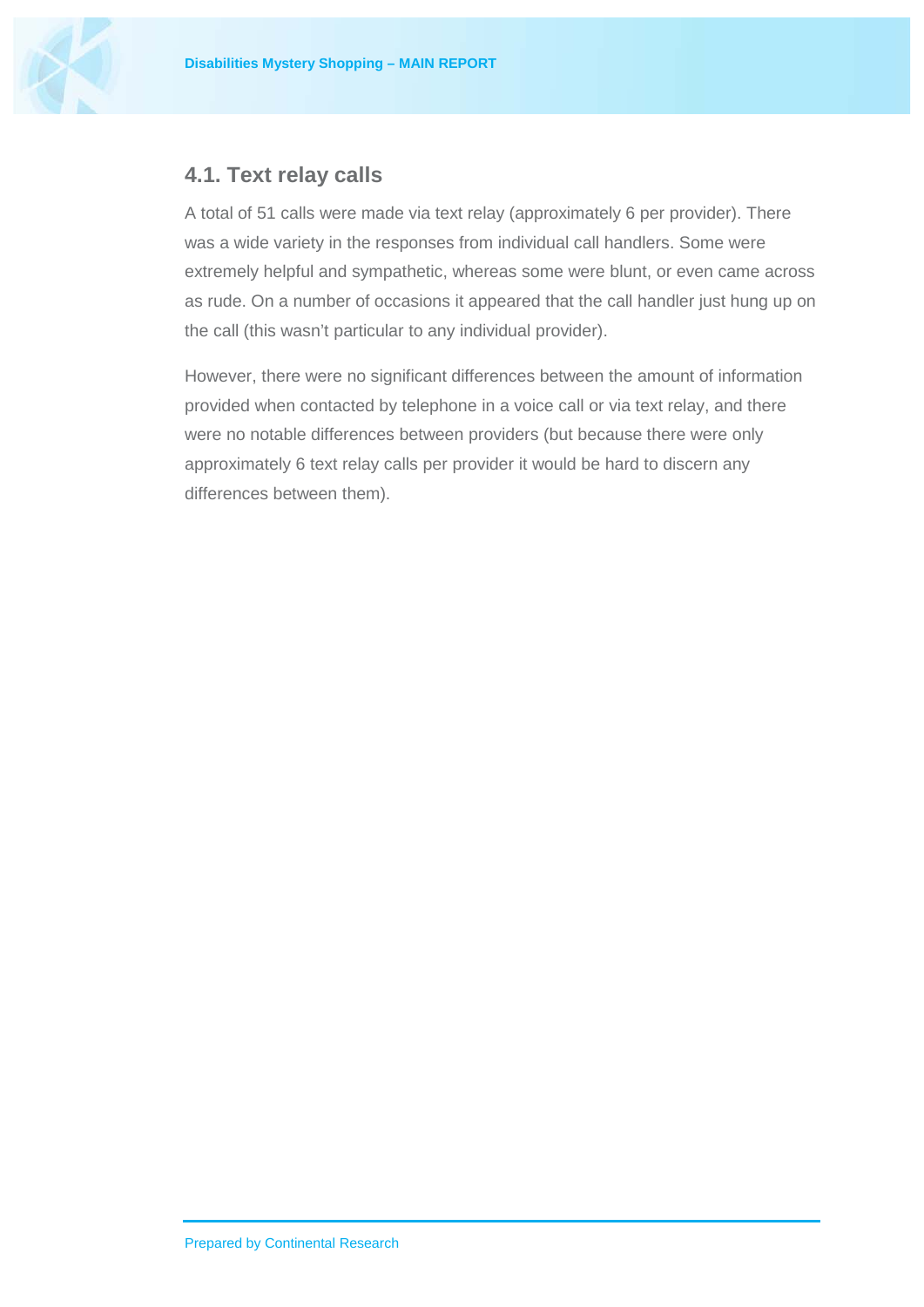## 4.1. Text relay calls

A total of 51 calls were made via text relay (approximately 6 per provider). There was a wide variety in the responses from individual call handlers. Some were extremely helpful and sympathetic, whereas some were blunt, or even came across as rude. On a number of occasions it appeared that the call handler just hung up on the call (this wasn't particular to any individual provider).

However, there were no significant differences between the amount of information provided when contacted by telephone in a voice call or via text relay, and there were no notable differences between providers (but because there were only approximately 6 text relay calls per provider it would be hard to discern any differences between them).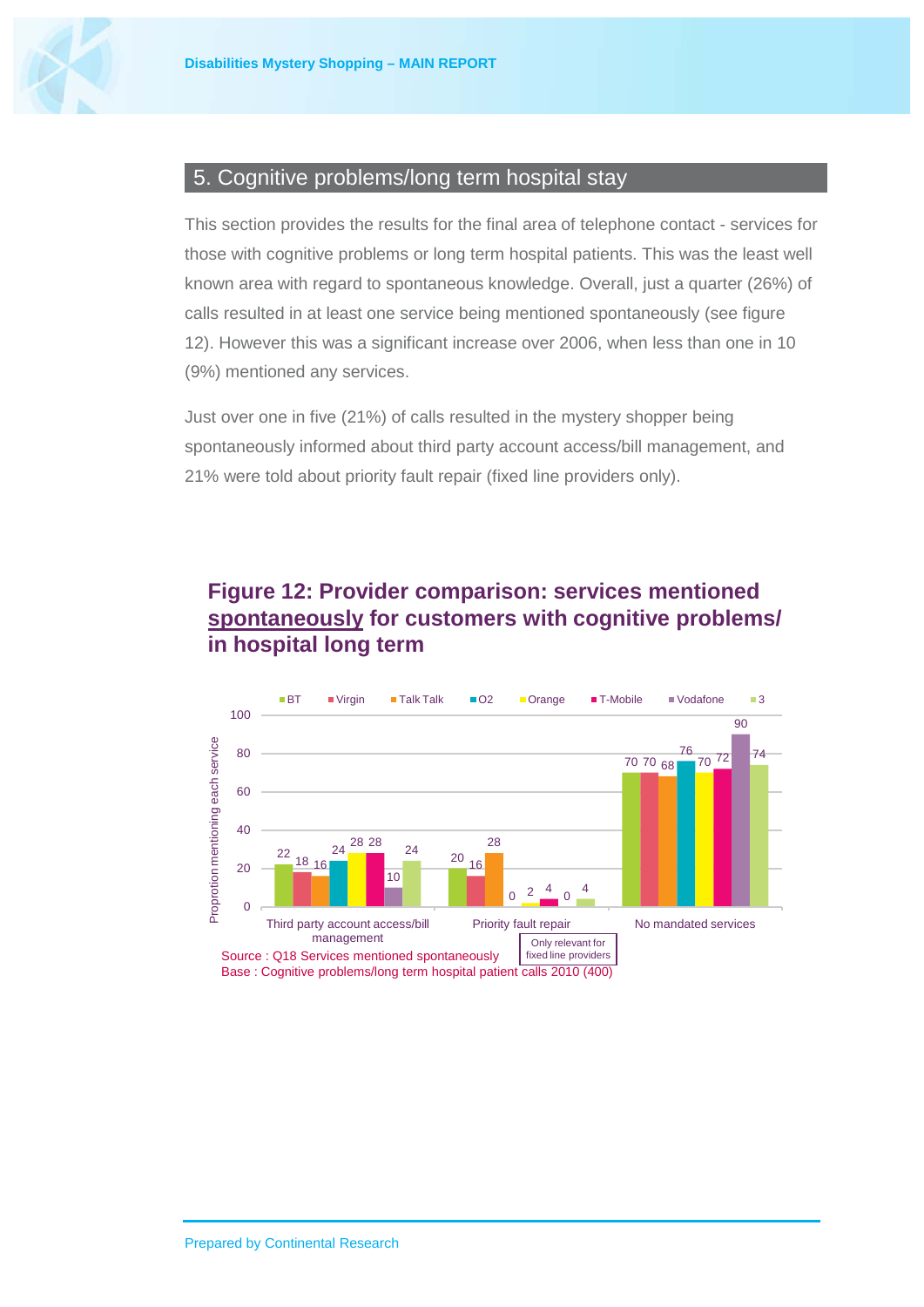## 5. Cognitive problems/long term hospital stay

This section provides the results for the final area of telephone contact - services for those with cognitive problems or long term hospital patients. This was the least well known area with regard to spontaneous knowledge. Overall, just a quarter (26%) of calls resulted in at least one service being mentioned spontaneously (see figure 12). However this was a significant increase over 2006, when less than one in 10 (9%) mentioned any services.

Just over one in five (21%) of calls resulted in the mystery shopper being spontaneously informed about third party account access/bill management, and 21% were told about priority fault repair (fixed line providers only).

### Figure 12: Provider comparison: services mentioned spontaneously for customers with cognitive problems/ in hospital long term

| Proportion mentioning each service | BT | Virgin | Talk Talk | O2 | Orange | T-Mobile | Vodafone | 3 |
|---|---|---|---|---|---|---|---|---|
| Third party account access/bill management | 22 | 18 | 16 | 24 | 28 | 28 | 10 | 24 |
| Priority fault repair (Only relevant for fixed line providers) | 20 | 16 | 28 | 0 | 2 | 4 | 0 | 4 |
| No mandated services | 70 | 70 | 68 | 76 | 70 | 72 | 90 | 74 |

Source : Q18 Services mentioned spontaneously
Base : Cognitive problems/long term hospital patient calls 2010 (400)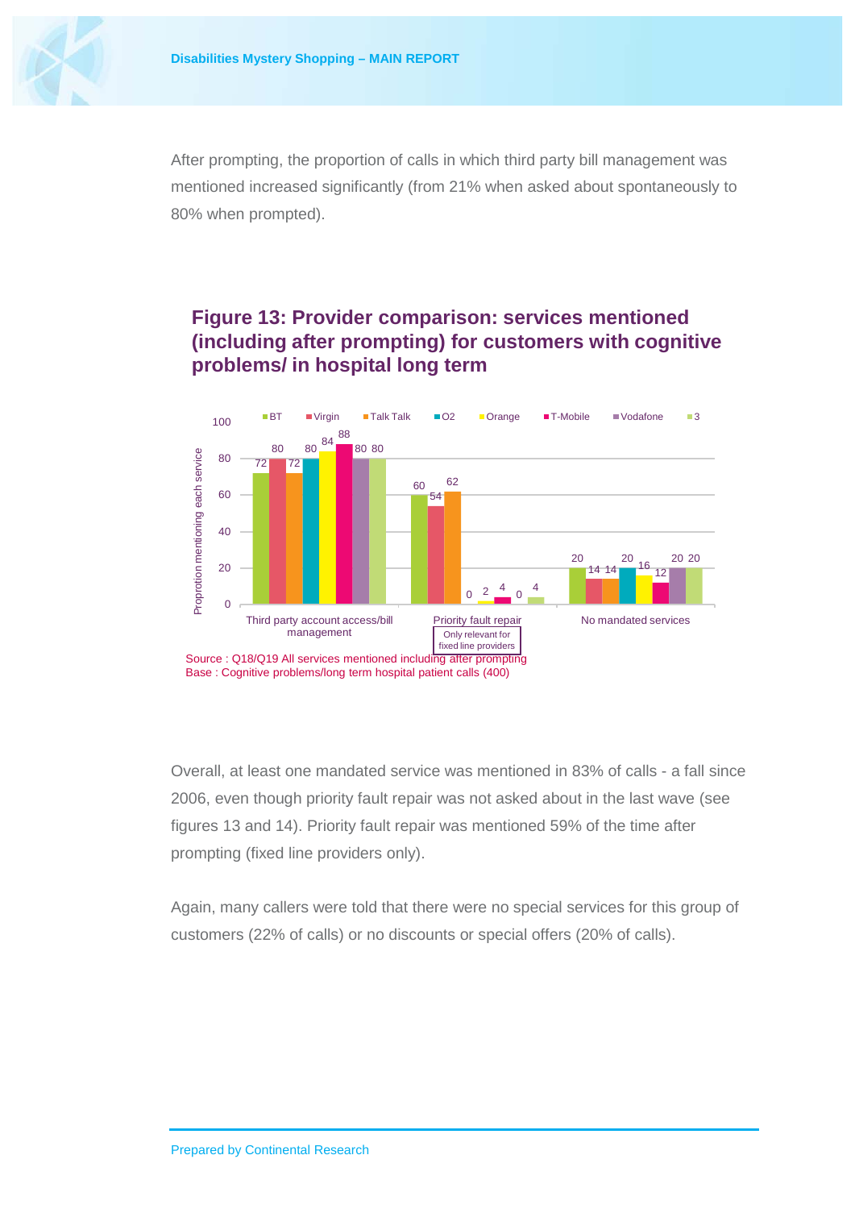After prompting, the proportion of calls in which third party bill management was mentioned increased significantly (from 21% when asked about spontaneously to 80% when prompted).

## Figure 13: Provider comparison: services mentioned (including after prompting) for customers with cognitive problems/ in hospital long term

| Proportion mentioning each service | BT | Virgin | Talk Talk | O2 | Orange | T-Mobile | Vodafone | 3 |
|---|---|---|---|---|---|---|---|---|
| Third party account access/bill management | 72 | 80 | 72 | 80 | 84 | 88 | 80 | 80 |
| Priority fault repair (Only relevant for fixed line providers) | 60 | 54 | 62 | 0 | 2 | 4 | 0 | 4 |
| No mandated services | 20 | 14 | 14 | 20 | 16 | 12 | 20 | 20 |

Source : Q18/Q19 All services mentioned including after prompting
Base : Cognitive problems/long term hospital patient calls (400)

Overall, at least one mandated service was mentioned in 83% of calls - a fall since 2006, even though priority fault repair was not asked about in the last wave (see figures 13 and 14). Priority fault repair was mentioned 59% of the time after prompting (fixed line providers only).

Again, many callers were told that there were no special services for this group of customers (22% of calls) or no discounts or special offers (20% of calls).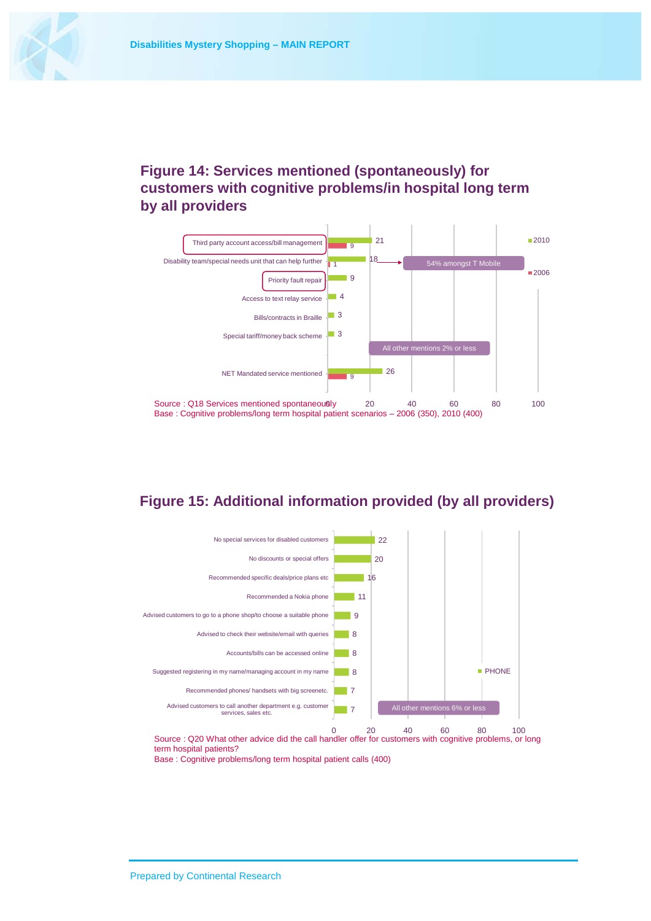## Figure 14: Services mentioned (spontaneously) for customers with cognitive problems/in hospital long term by all providers

| Service | 2010 | 2006 |
|---|---|---|
| Third party account access/bill management | 21 | 9 |
| Disability team/special needs unit that can help further | 18 | 1 |
| Priority fault repair | 9 | |
| Access to text relay service | 4 | |
| Bills/contracts in Braille | 3 | |
| Special tariff/money back scheme | 3 | |
| NET Mandated service mentioned | 26 | 9 |

54% amongst T Mobile

All other mentions 2% or less

Source : Q18 Services mentioned spontaneously
Base : Cognitive problems/long term hospital patient scenarios – 2006 (350), 2010 (400)

## Figure 15: Additional information provided (by all providers)

| Information provided | PHONE |
|---|---|
| No special services for disabled customers | 22 |
| No discounts or special offers | 20 |
| Recommended specific deals/price plans etc | 16 |
| Recommended a Nokia phone | 11 |
| Advised customers to go to a phone shop/to choose a suitable phone | 9 |
| Advised to check their website/email with queries | 8 |
| Accounts/bills can be accessed online | 8 |
| Suggested registering in my name/managing account in my name | 8 |
| Recommended phones/ handsets with big screenetc. | 7 |
| Advised customers to call another department e.g. customer services, sales etc. | 7 |

All other mentions 6% or less

Source : Q20 What other advice did the call handler offer for customers with cognitive problems, or long term hospital patients?
Base : Cognitive problems/long term hospital patient calls (400)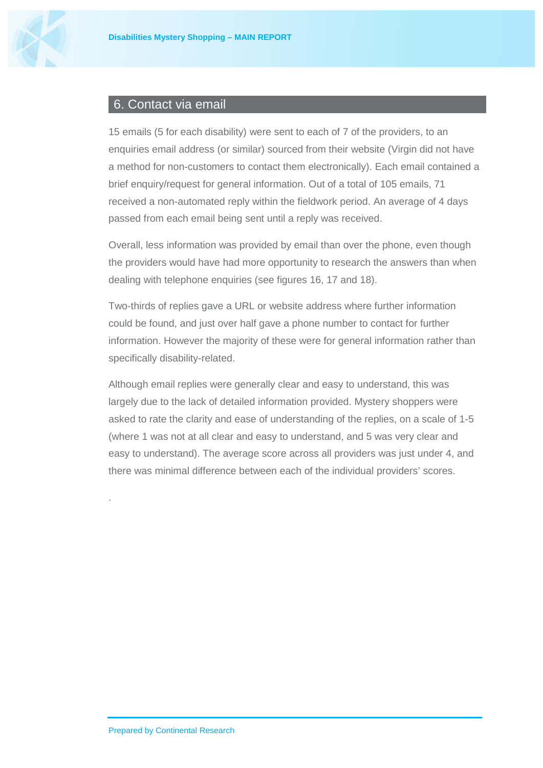## 6. Contact via email

15 emails (5 for each disability) were sent to each of 7 of the providers, to an enquiries email address (or similar) sourced from their website (Virgin did not have a method for non-customers to contact them electronically). Each email contained a brief enquiry/request for general information. Out of a total of 105 emails, 71 received a non-automated reply within the fieldwork period. An average of 4 days passed from each email being sent until a reply was received.

Overall, less information was provided by email than over the phone, even though the providers would have had more opportunity to research the answers than when dealing with telephone enquiries (see figures 16, 17 and 18).

Two-thirds of replies gave a URL or website address where further information could be found, and just over half gave a phone number to contact for further information. However the majority of these were for general information rather than specifically disability-related.

Although email replies were generally clear and easy to understand, this was largely due to the lack of detailed information provided. Mystery shoppers were asked to rate the clarity and ease of understanding of the replies, on a scale of 1-5 (where 1 was not at all clear and easy to understand, and 5 was very clear and easy to understand). The average score across all providers was just under 4, and there was minimal difference between each of the individual providers' scores.

.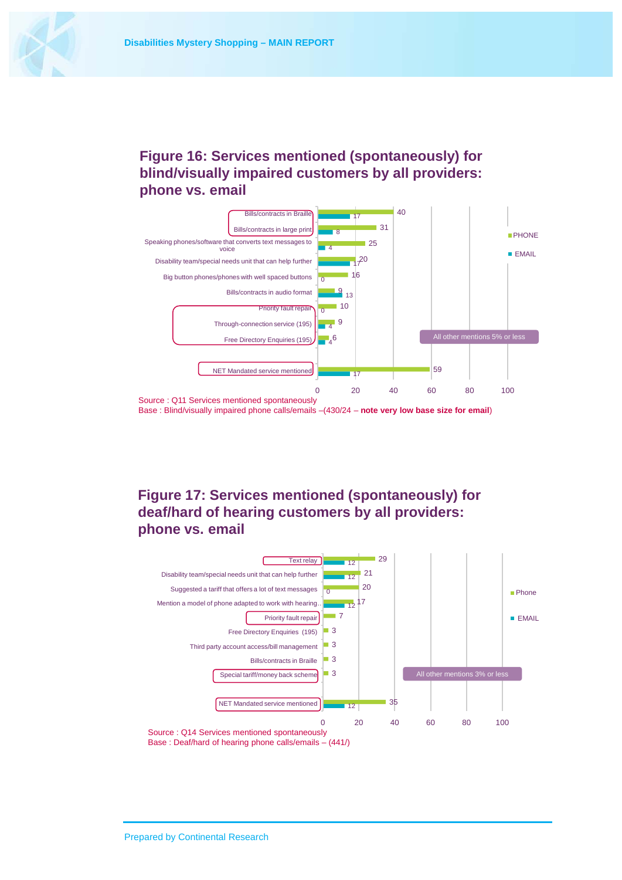## Figure 16: Services mentioned (spontaneously) for blind/visually impaired customers by all providers: phone vs. email

| Service | PHONE | EMAIL |
|---|---|---|
| Bills/contracts in Braille | 40 | 17 |
| Bills/contracts in large print | 31 | 8 |
| Speaking phones/software that converts text messages to voice | 25 | 4 |
| Disability team/special needs unit that can help further | 20 | 17 |
| Big button phones/phones with well spaced buttons | 16 | 0 |
| Bills/contracts in audio format | 9 | 13 |
| Priority fault repair | 10 | 0 |
| Through-connection service (195) | 9 | 4 |
| Free Directory Enquiries (195) | 6 | 4 |
| NET Mandated service mentioned | 59 | 17 |

All other mentions 5% or less

Source : Q11 Services mentioned spontaneously
Base : Blind/visually impaired phone calls/emails –(430/24 – **note very low base size for email**)

## Figure 17: Services mentioned (spontaneously) for deaf/hard of hearing customers by all providers: phone vs. email

| Service | Phone | EMAIL |
|---|---|---|
| Text relay | 29 | 12 |
| Disability team/special needs unit that can help further | 21 | 12 |
| Suggested a tariff that offers a lot of text messages | 20 | 0 |
| Mention a model of phone adapted to work with hearing.. | 17 | 12 |
| Priority fault repair | 7 | |
| Free Directory Enquiries (195) | 3 | |
| Third party account access/bill management | 3 | |
| Bills/contracts in Braille | 3 | |
| Special tariff/money back scheme | 3 | |
| NET Mandated service mentioned | 35 | 12 |

All other mentions 3% or less

Source : Q14 Services mentioned spontaneously
Base : Deaf/hard of hearing phone calls/emails – (441/)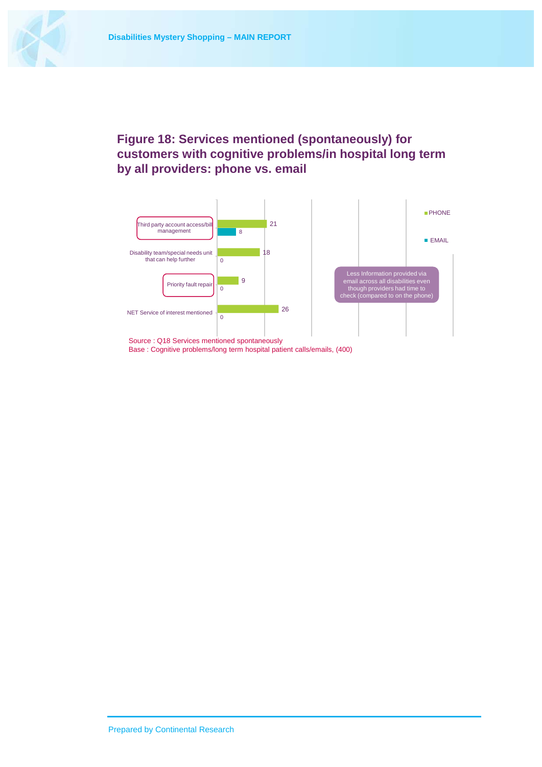## Figure 18: Services mentioned (spontaneously) for customers with cognitive problems/in hospital long term by all providers: phone vs. email

| | PHONE | EMAIL |
|---|---|---|
| Third party account access/bill management | 21 | 8 |
| Disability team/special needs unit that can help further | 18 | 0 |
| Priority fault repair | 9 | 0 |
| NET Service of interest mentioned | 26 | 0 |

Less Information provided via email across all disabilities even though providers had time to check (compared to on the phone)

Source : Q18 Services mentioned spontaneously
Base : Cognitive problems/long term hospital patient calls/emails, (400)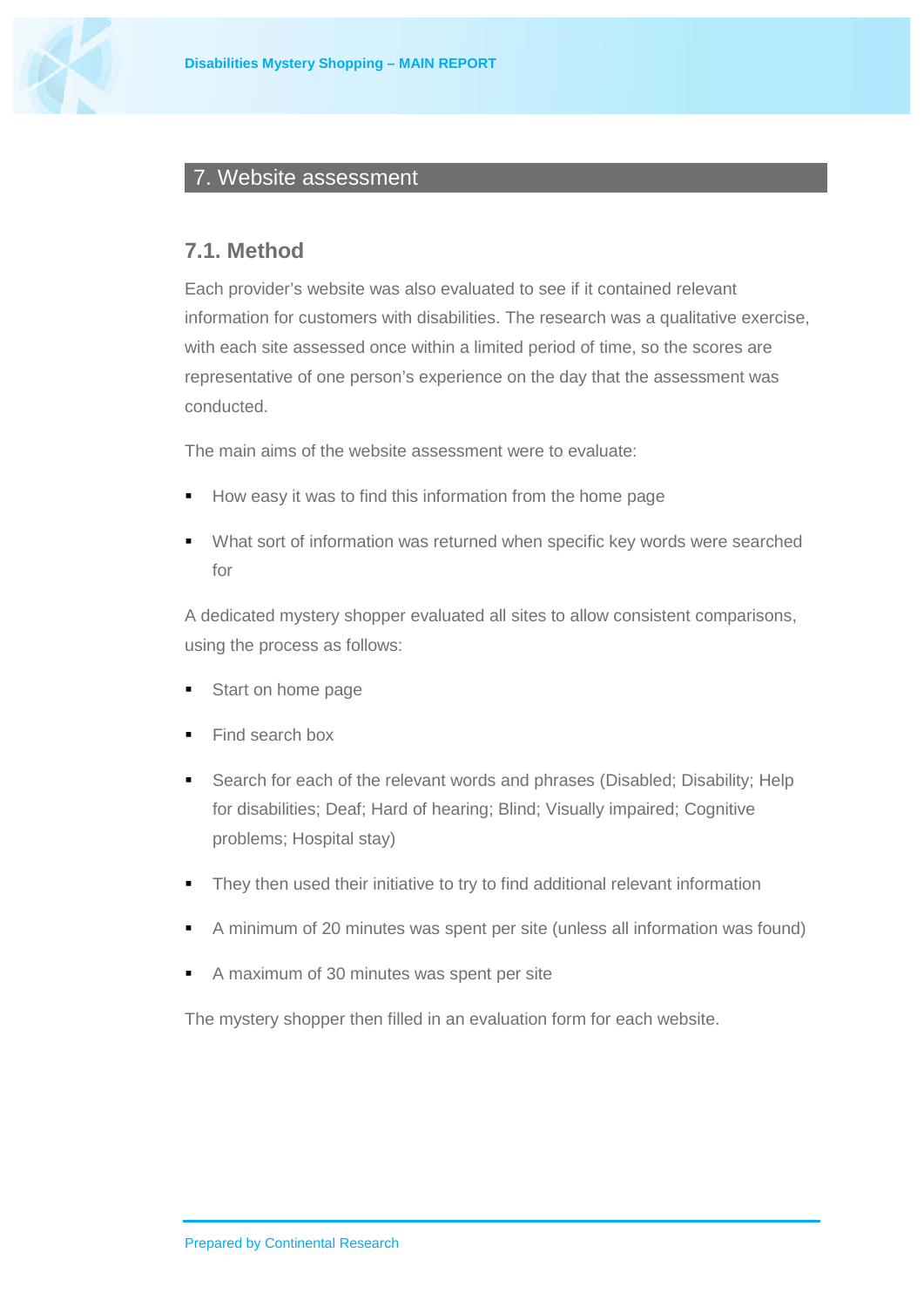## 7. Website assessment

### 7.1. Method

Each provider's website was also evaluated to see if it contained relevant information for customers with disabilities. The research was a qualitative exercise, with each site assessed once within a limited period of time, so the scores are representative of one person's experience on the day that the assessment was conducted.

The main aims of the website assessment were to evaluate:

- How easy it was to find this information from the home page
- What sort of information was returned when specific key words were searched for

A dedicated mystery shopper evaluated all sites to allow consistent comparisons, using the process as follows:

- Start on home page
- Find search box
- Search for each of the relevant words and phrases (Disabled; Disability; Help for disabilities; Deaf; Hard of hearing; Blind; Visually impaired; Cognitive problems; Hospital stay)
- They then used their initiative to try to find additional relevant information
- A minimum of 20 minutes was spent per site (unless all information was found)
- A maximum of 30 minutes was spent per site

The mystery shopper then filled in an evaluation form for each website.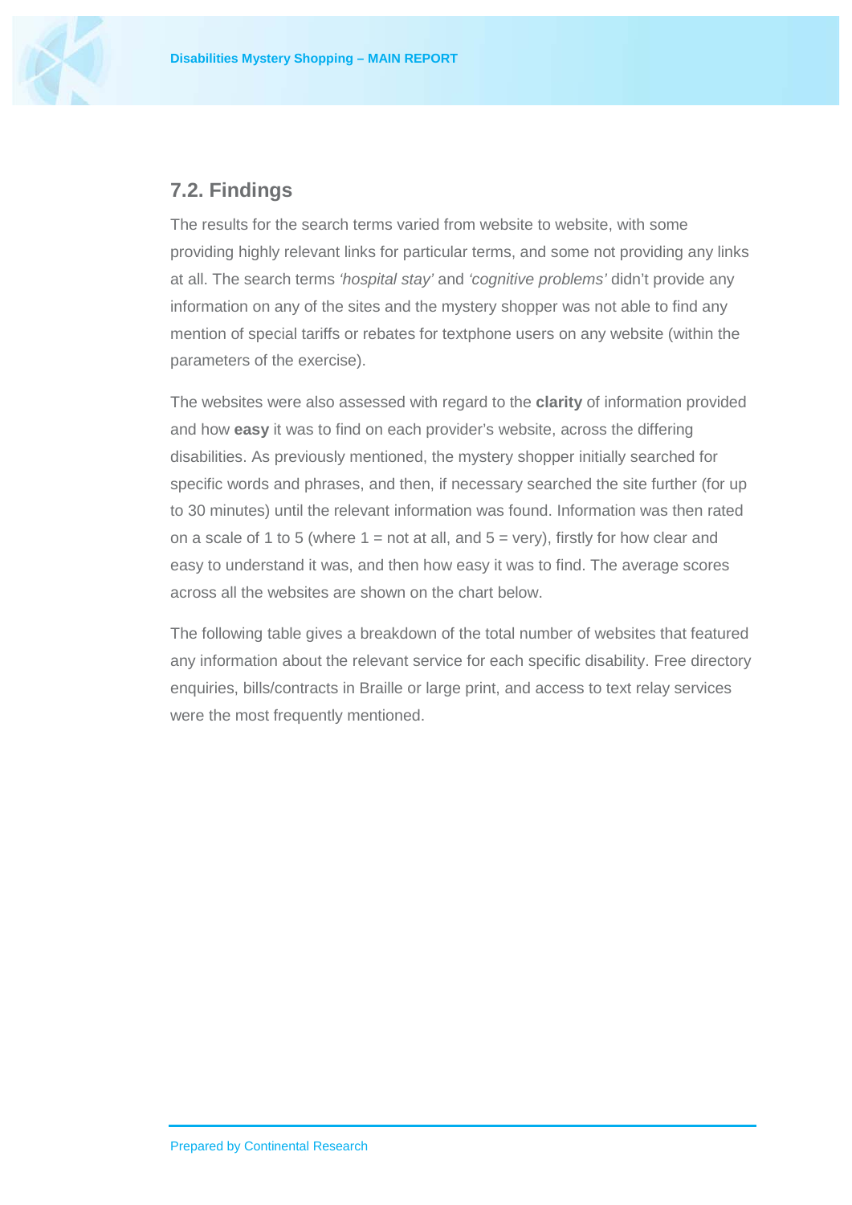## 7.2. Findings

The results for the search terms varied from website to website, with some providing highly relevant links for particular terms, and some not providing any links at all. The search terms *'hospital stay'* and *'cognitive problems'* didn't provide any information on any of the sites and the mystery shopper was not able to find any mention of special tariffs or rebates for textphone users on any website (within the parameters of the exercise).

The websites were also assessed with regard to the **clarity** of information provided and how **easy** it was to find on each provider's website, across the differing disabilities. As previously mentioned, the mystery shopper initially searched for specific words and phrases, and then, if necessary searched the site further (for up to 30 minutes) until the relevant information was found. Information was then rated on a scale of 1 to 5 (where 1 = not at all, and 5 = very), firstly for how clear and easy to understand it was, and then how easy it was to find. The average scores across all the websites are shown on the chart below.

The following table gives a breakdown of the total number of websites that featured any information about the relevant service for each specific disability. Free directory enquiries, bills/contracts in Braille or large print, and access to text relay services were the most frequently mentioned.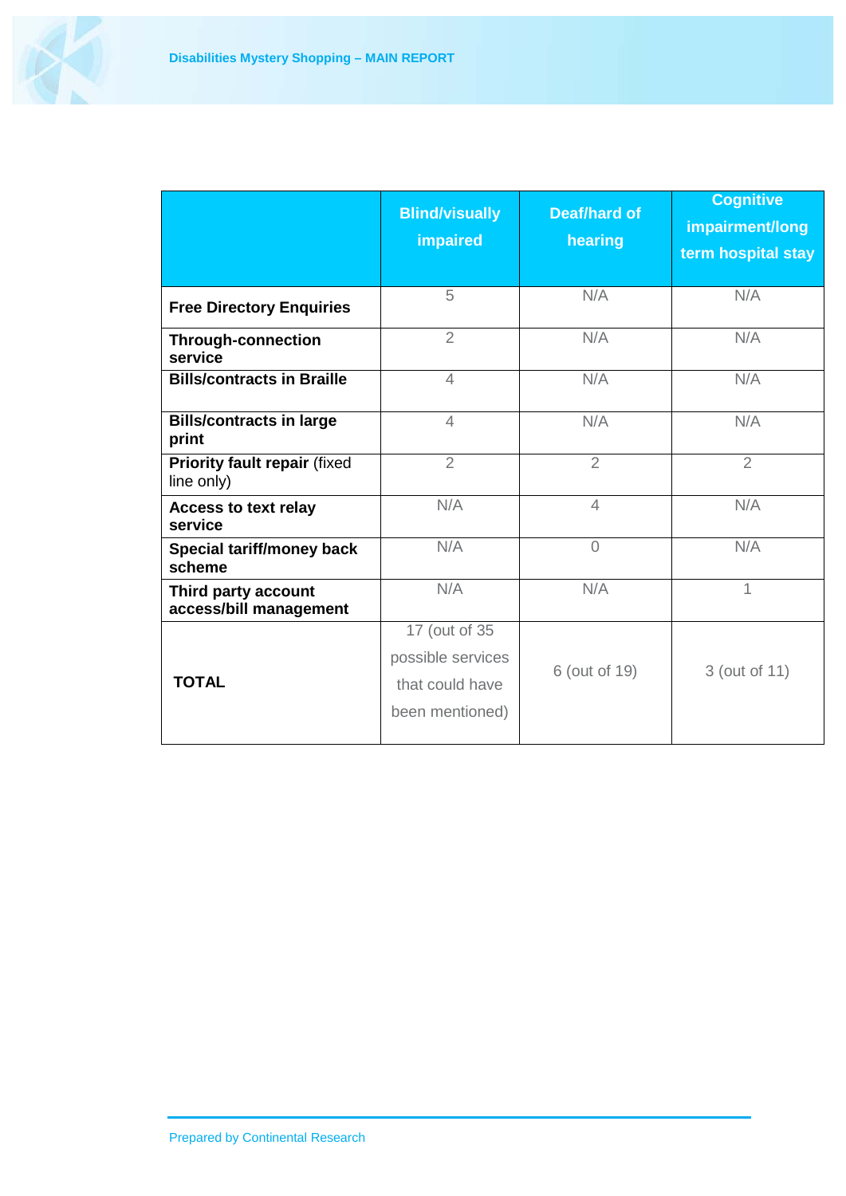| | Blind/visually impaired | Deaf/hard of hearing | Cognitive impairment/long term hospital stay |
|---|---|---|---|
| **Free Directory Enquiries** | 5 | N/A | N/A |
| **Through-connection service** | 2 | N/A | N/A |
| **Bills/contracts in Braille** | 4 | N/A | N/A |
| **Bills/contracts in large print** | 4 | N/A | N/A |
| **Priority fault repair** (fixed line only) | 2 | 2 | 2 |
| **Access to text relay service** | N/A | 4 | N/A |
| **Special tariff/money back scheme** | N/A | 0 | N/A |
| **Third party account access/bill management** | N/A | N/A | 1 |
| **TOTAL** | 17 (out of 35 possible services that could have been mentioned) | 6 (out of 19) | 3 (out of 11) |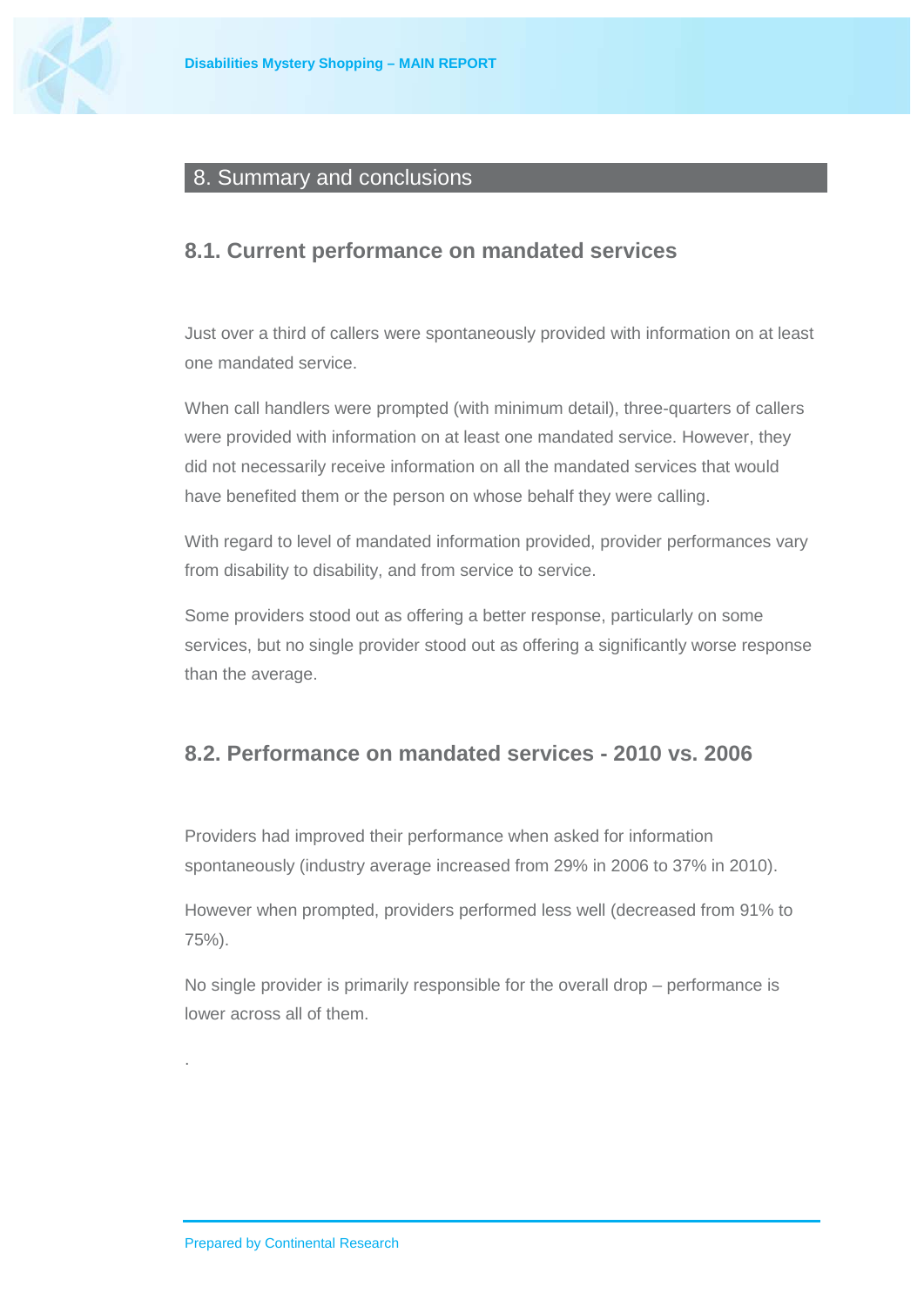# 8. Summary and conclusions

## 8.1. Current performance on mandated services

Just over a third of callers were spontaneously provided with information on at least one mandated service.

When call handlers were prompted (with minimum detail), three-quarters of callers were provided with information on at least one mandated service. However, they did not necessarily receive information on all the mandated services that would have benefited them or the person on whose behalf they were calling.

With regard to level of mandated information provided, provider performances vary from disability to disability, and from service to service.

Some providers stood out as offering a better response, particularly on some services, but no single provider stood out as offering a significantly worse response than the average.

## 8.2. Performance on mandated services - 2010 vs. 2006

Providers had improved their performance when asked for information spontaneously (industry average increased from 29% in 2006 to 37% in 2010).

However when prompted, providers performed less well (decreased from 91% to 75%).

No single provider is primarily responsible for the overall drop – performance is lower across all of them.

.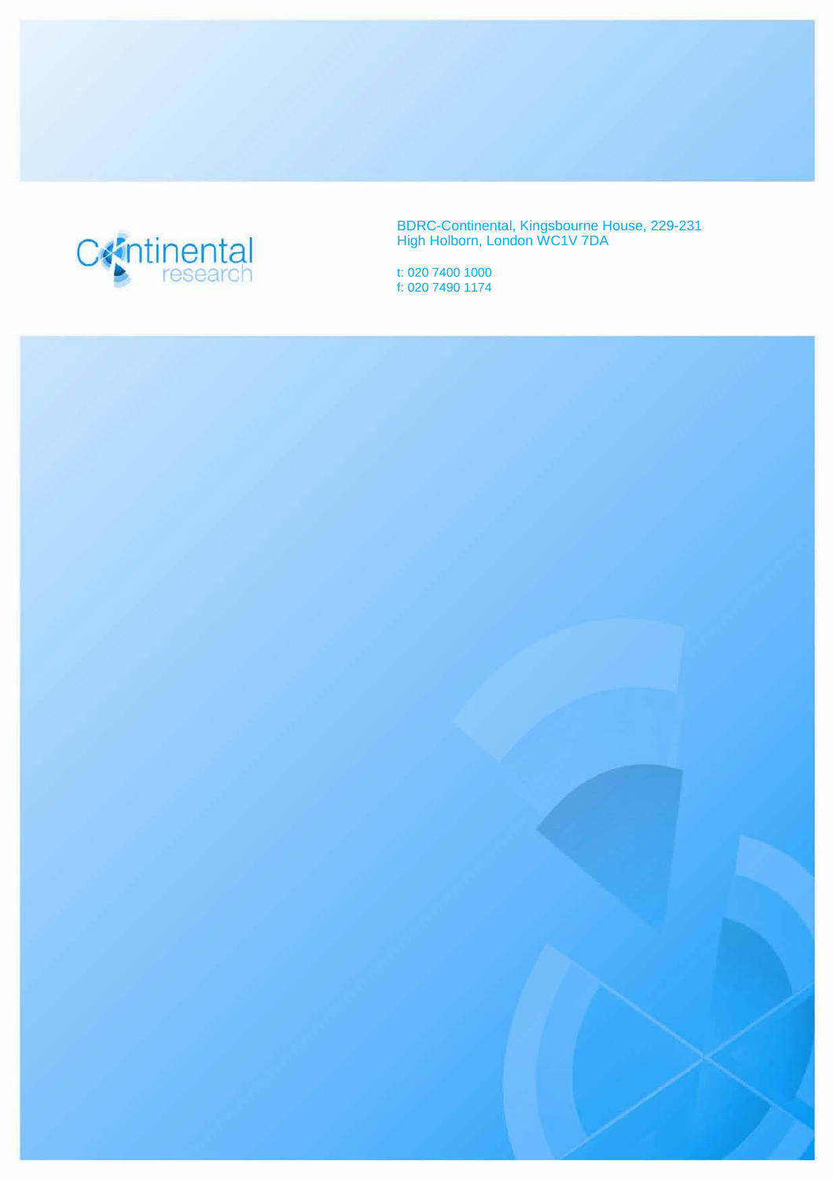Continental research

BDRC-Continental, Kingsbourne House, 229-231 High Holborn, London WC1V 7DA

t: 020 7400 1000
f: 020 7490 1174